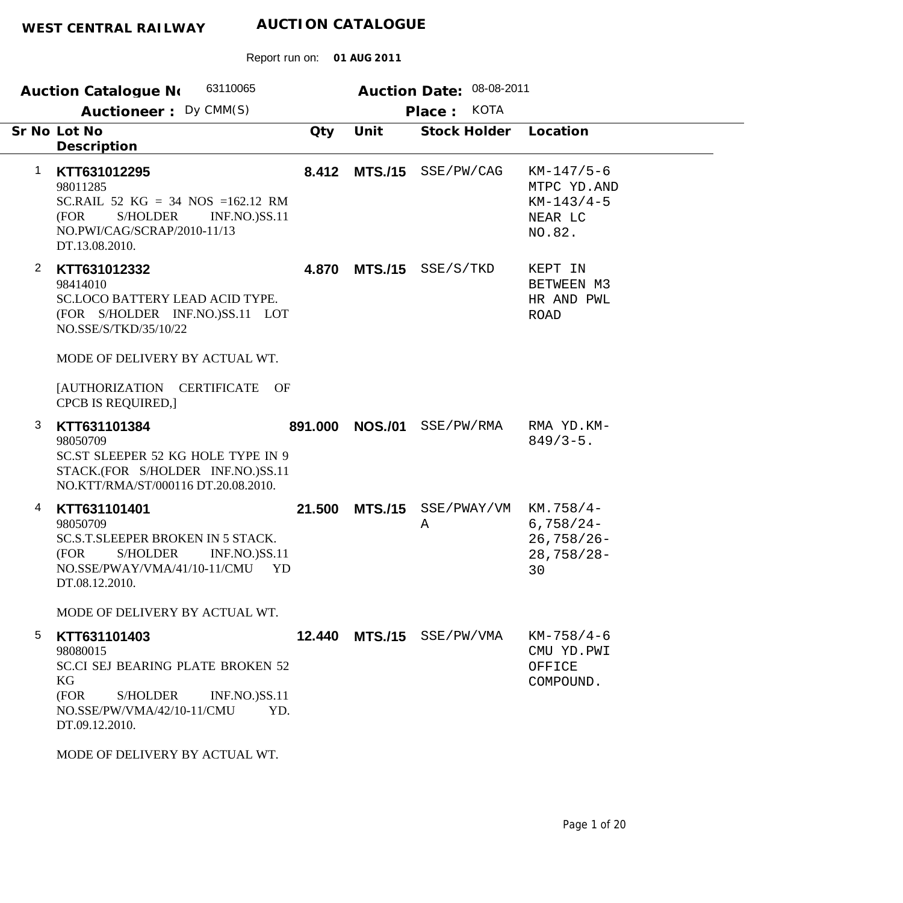**WEST CENTRAL RAILWAY** **AUCTION CATALOGUE**

Report run on: **01 AUG 2011**

**Auction Catalogue No** 63110065 **Auction Date:** 08-08-2011

**Auctioneer :** Dy CMM(S) **Place :** KOTA

| Sr No | Lot No / Description | Qty | Unit | Stock Holder | Location |
|---|---|---|---|---|---|
| 1 | **KTT631012295**<br>98011285<br>SC.RAIL 52 KG = 34 NOS =162.12 RM (FOR S/HOLDER INF.NO.)SS.11 NO.PWI/CAG/SCRAP/2010-11/13 DT.13.08.2010. | **8.412** | **MTS./15** | SSE/PW/CAG | KM-147/5-6 MTPC YD.AND KM-143/4-5 NEAR LC NO.82. |
| 2 | **KTT631012332**<br>98414010<br>SC.LOCO BATTERY LEAD ACID TYPE. (FOR S/HOLDER INF.NO.)SS.11 LOT NO.SSE/S/TKD/35/10/22<br><br>MODE OF DELIVERY BY ACTUAL WT.<br><br>[AUTHORIZATION CERTIFICATE OF CPCB IS REQUIRED,] | **4.870** | **MTS./15** | SSE/S/TKD | KEPT IN BETWEEN M3 HR AND PWL ROAD |
| 3 | **KTT631101384**<br>98050709<br>SC.ST SLEEPER 52 KG HOLE TYPE IN 9 STACK.(FOR S/HOLDER INF.NO.)SS.11 NO.KTT/RMA/ST/000116 DT.20.08.2010. | **891.000** | **NOS./01** | SSE/PW/RMA | RMA YD.KM-849/3-5. |
| 4 | **KTT631101401**<br>98050709<br>SC.S.T.SLEEPER BROKEN IN 5 STACK. (FOR S/HOLDER INF.NO.)SS.11 NO.SSE/PWAY/VMA/41/10-11/CMU YD DT.08.12.2010.<br><br>MODE OF DELIVERY BY ACTUAL WT. | **21.500** | **MTS./15** | SSE/PWAY/VMA | KM.758/4-6,758/24-26,758/26-28,758/28-30 |
| 5 | **KTT631101403**<br>98080015<br>SC.CI SEJ BEARING PLATE BROKEN 52 KG<br>(FOR S/HOLDER INF.NO.)SS.11 NO.SSE/PW/VMA/42/10-11/CMU YD. DT.09.12.2010.<br><br>MODE OF DELIVERY BY ACTUAL WT. | **12.440** | **MTS./15** | SSE/PW/VMA | KM-758/4-6 CMU YD.PWI OFFICE COMPOUND. |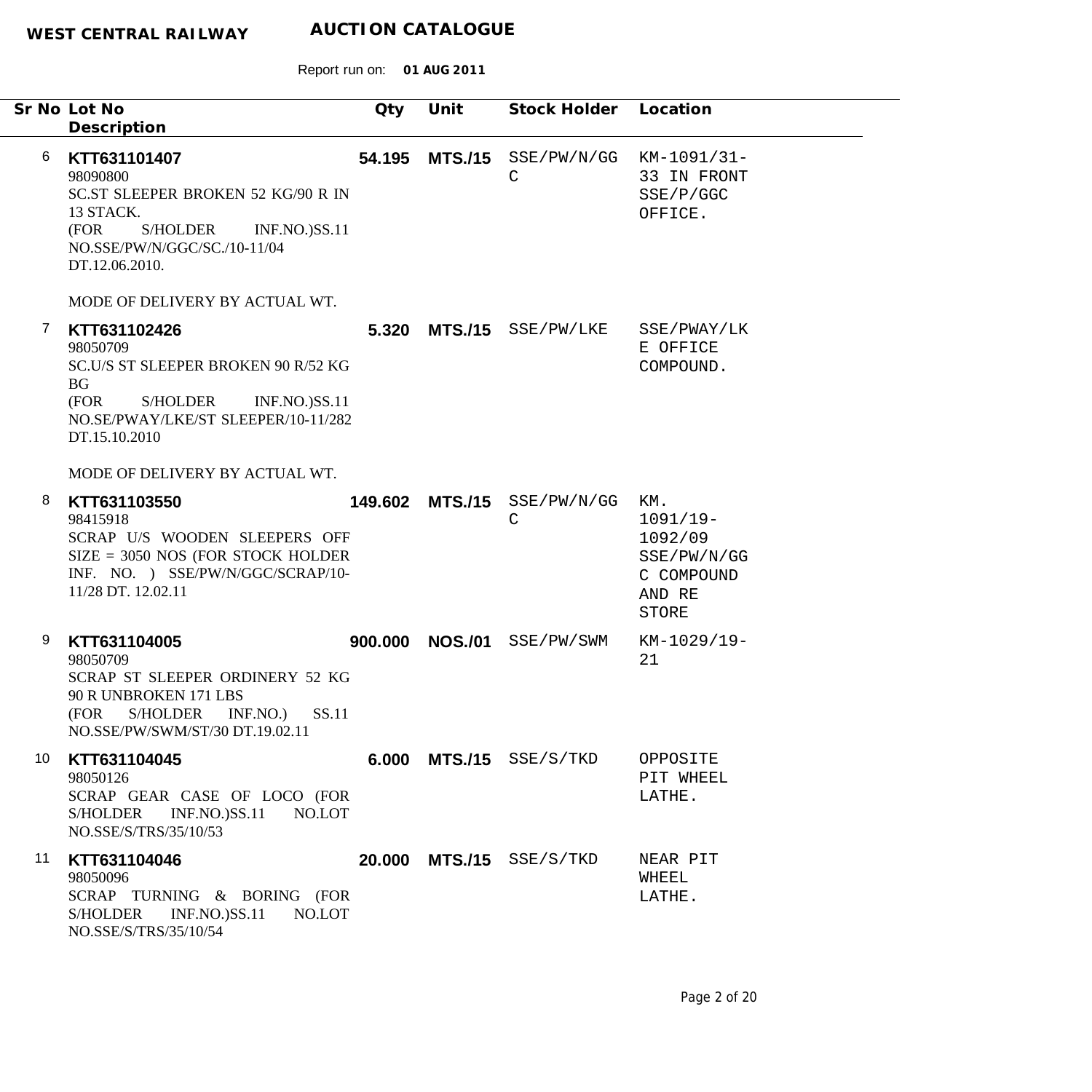**WEST CENTRAL RAILWAY** **AUCTION CATALOGUE**

Report run on: **01 AUG 2011**

| Sr No | Lot No / Description | Qty | Unit | Stock Holder | Location |
|---|---|---|---|---|---|
| 6 | **KTT631101407**<br>98090800<br>SC.ST SLEEPER BROKEN 52 KG/90 R IN 13 STACK.<br>(FOR S/HOLDER INF.NO.)SS.11 NO.SSE/PW/N/GGC/SC./10-11/04 DT.12.06.2010.<br><br>MODE OF DELIVERY BY ACTUAL WT. | **54.195** | **MTS./15** | SSE/PW/N/GGC | KM-1091/31-33 IN FRONT SSE/P/GGC OFFICE. |
| 7 | **KTT631102426**<br>98050709<br>SC.U/S ST SLEEPER BROKEN 90 R/52 KG BG<br>(FOR S/HOLDER INF.NO.)SS.11 NO.SE/PWAY/LKE/ST SLEEPER/10-11/282 DT.15.10.2010<br><br>MODE OF DELIVERY BY ACTUAL WT. | **5.320** | **MTS./15** | SSE/PW/LKE | SSE/PWAY/LKE OFFICE COMPOUND. |
| 8 | **KTT631103550**<br>98415918<br>SCRAP U/S WOODEN SLEEPERS OFF SIZE = 3050 NOS (FOR STOCK HOLDER INF. NO. ) SSE/PW/N/GGC/SCRAP/10-11/28 DT. 12.02.11 | **149.602** | **MTS./15** | SSE/PW/N/GGC | KM. 1091/19-1092/09 SSE/PW/N/GGC COMPOUND AND RE STORE |
| 9 | **KTT631104005**<br>98050709<br>SCRAP ST SLEEPER ORDINERY 52 KG 90 R UNBROKEN 171 LBS<br>(FOR S/HOLDER INF.NO.) SS.11 NO.SSE/PW/SWM/ST/30 DT.19.02.11 | **900.000** | **NOS./01** | SSE/PW/SWM | KM-1029/19-21 |
| 10 | **KTT631104045**<br>98050126<br>SCRAP GEAR CASE OF LOCO (FOR S/HOLDER INF.NO.)SS.11 NO.LOT NO.SSE/S/TRS/35/10/53 | **6.000** | **MTS./15** | SSE/S/TKD | OPPOSITE PIT WHEEL LATHE. |
| 11 | **KTT631104046**<br>98050096<br>SCRAP TURNING & BORING (FOR S/HOLDER INF.NO.)SS.11 NO.LOT NO.SSE/S/TRS/35/10/54 | **20.000** | **MTS./15** | SSE/S/TKD | NEAR PIT WHEEL LATHE. |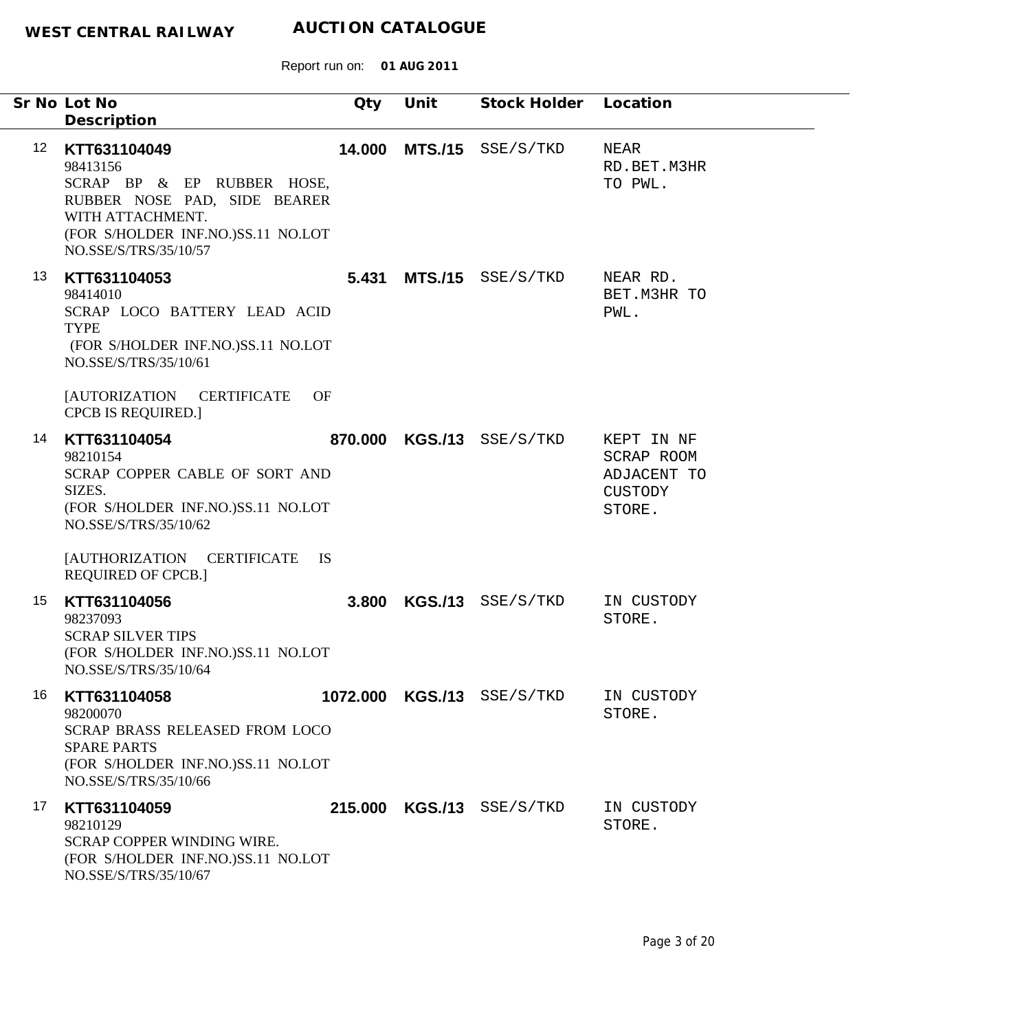**WEST CENTRAL RAILWAY** **AUCTION CATALOGUE**

Report run on: **01 AUG 2011**

| Sr No | Lot No / Description | Qty | Unit | Stock Holder | Location |
|---|---|---|---|---|---|
| 12 | **KTT631104049**<br>98413156<br>SCRAP BP & EP RUBBER HOSE, RUBBER NOSE PAD, SIDE BEARER WITH ATTACHMENT.<br>(FOR S/HOLDER INF.NO.)SS.11 NO.LOT NO.SSE/S/TRS/35/10/57 | **14.000** | **MTS./15** | SSE/S/TKD | NEAR RD.BET.M3HR TO PWL. |
| 13 | **KTT631104053**<br>98414010<br>SCRAP LOCO BATTERY LEAD ACID TYPE<br>(FOR S/HOLDER INF.NO.)SS.11 NO.LOT NO.SSE/S/TRS/35/10/61<br><br>[AUTORIZATION CERTIFICATE OF CPCB IS REQUIRED.] | **5.431** | **MTS./15** | SSE/S/TKD | NEAR RD. BET.M3HR TO PWL. |
| 14 | **KTT631104054**<br>98210154<br>SCRAP COPPER CABLE OF SORT AND SIZES.<br>(FOR S/HOLDER INF.NO.)SS.11 NO.LOT NO.SSE/S/TRS/35/10/62<br><br>[AUTHORIZATION CERTIFICATE IS REQUIRED OF CPCB.] | **870.000** | **KGS./13** | SSE/S/TKD | KEPT IN NF SCRAP ROOM ADJACENT TO CUSTODY STORE. |
| 15 | **KTT631104056**<br>98237093<br>SCRAP SILVER TIPS<br>(FOR S/HOLDER INF.NO.)SS.11 NO.LOT NO.SSE/S/TRS/35/10/64 | **3.800** | **KGS./13** | SSE/S/TKD | IN CUSTODY STORE. |
| 16 | **KTT631104058**<br>98200070<br>SCRAP BRASS RELEASED FROM LOCO SPARE PARTS<br>(FOR S/HOLDER INF.NO.)SS.11 NO.LOT NO.SSE/S/TRS/35/10/66 | **1072.000** | **KGS./13** | SSE/S/TKD | IN CUSTODY STORE. |
| 17 | **KTT631104059**<br>98210129<br>SCRAP COPPER WINDING WIRE.<br>(FOR S/HOLDER INF.NO.)SS.11 NO.LOT NO.SSE/S/TRS/35/10/67 | **215.000** | **KGS./13** | SSE/S/TKD | IN CUSTODY STORE. |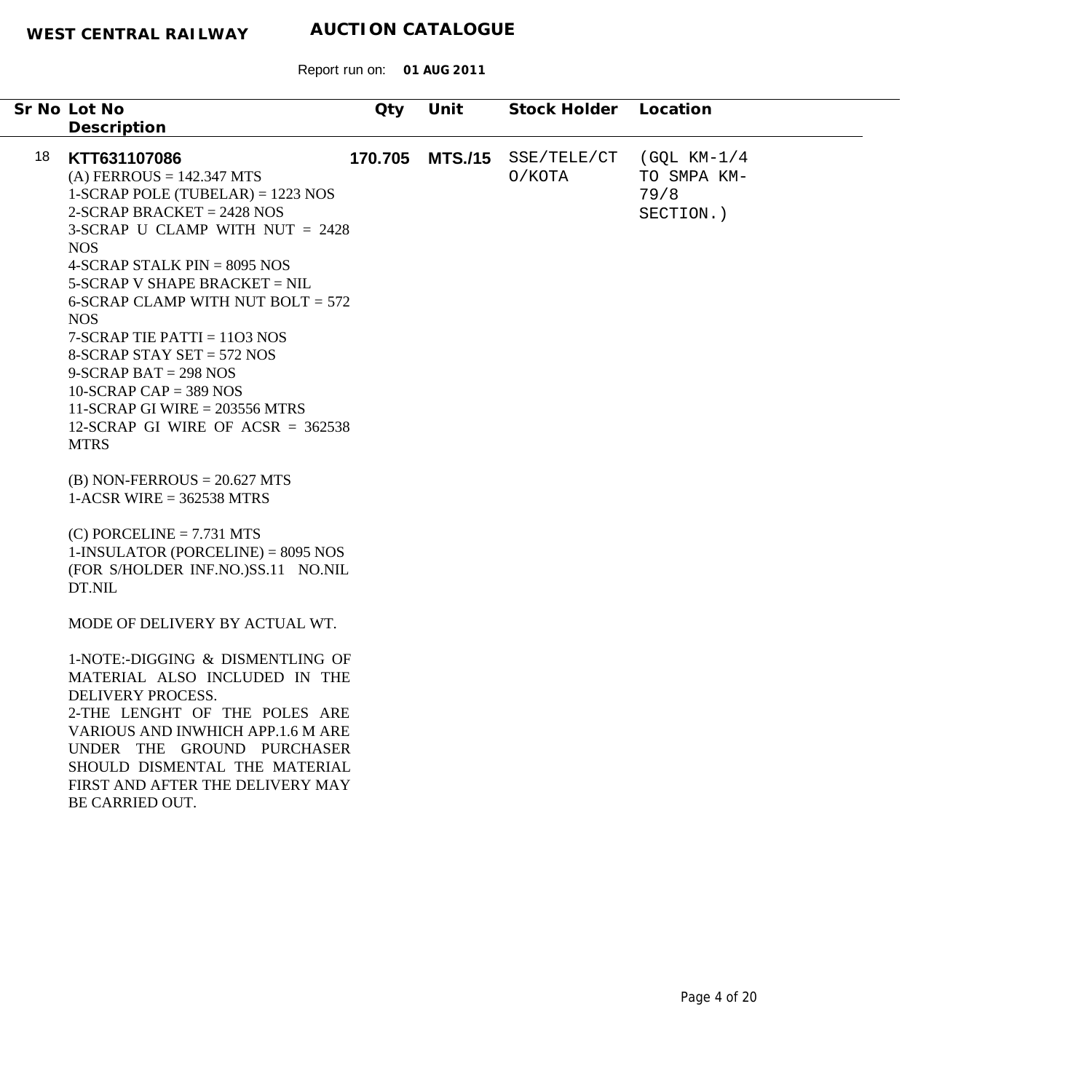**WEST CENTRAL RAILWAY** **AUCTION CATALOGUE**

Report run on: **01 AUG 2011**

| Sr No | Lot No / Description | Qty | Unit | Stock Holder | Location |
|---|---|---|---|---|---|
| 18 | **KTT631107086**<br>(A) FERROUS = 142.347 MTS<br>1-SCRAP POLE (TUBELAR) = 1223 NOS<br>2-SCRAP BRACKET = 2428 NOS<br>3-SCRAP U CLAMP WITH NUT = 2428 NOS<br>4-SCRAP STALK PIN = 8095 NOS<br>5-SCRAP V SHAPE BRACKET = NIL<br>6-SCRAP CLAMP WITH NUT BOLT = 572 NOS<br>7-SCRAP TIE PATTI = 11O3 NOS<br>8-SCRAP STAY SET = 572 NOS<br>9-SCRAP BAT = 298 NOS<br>10-SCRAP CAP = 389 NOS<br>11-SCRAP GI WIRE = 203556 MTRS<br>12-SCRAP GI WIRE OF ACSR = 362538 MTRS<br><br>(B) NON-FERROUS = 20.627 MTS<br>1-ACSR WIRE = 362538 MTRS<br><br>(C) PORCELINE = 7.731 MTS<br>1-INSULATOR (PORCELINE) = 8095 NOS<br>(FOR S/HOLDER INF.NO.)SS.11 NO.NIL DT.NIL<br><br>MODE OF DELIVERY BY ACTUAL WT.<br><br>1-NOTE:-DIGGING & DISMENTLING OF MATERIAL ALSO INCLUDED IN THE DELIVERY PROCESS.<br>2-THE LENGHT OF THE POLES ARE VARIOUS AND INWHICH APP.1.6 M ARE UNDER THE GROUND PURCHASER SHOULD DISMENTAL THE MATERIAL FIRST AND AFTER THE DELIVERY MAY BE CARRIED OUT. | **170.705** | **MTS./15** | SSE/TELE/CTO/KOTA | (GQL KM-1/4 TO SMPA KM-79/8 SECTION.) |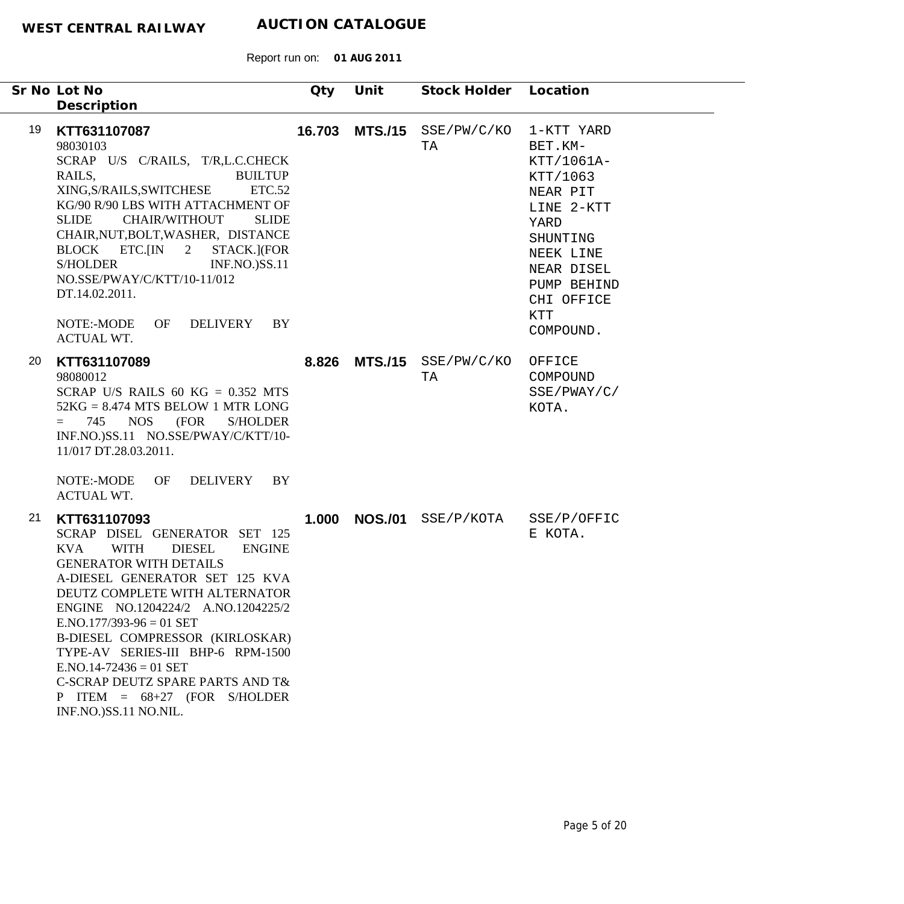**WEST CENTRAL RAILWAY** **AUCTION CATALOGUE**

Report run on: **01 AUG 2011**

| Sr No | Lot No / Description | Qty | Unit | Stock Holder | Location |
|---|---|---|---|---|---|
| 19 | **KTT631107087**<br>98030103<br>SCRAP U/S C/RAILS, T/R,L.C.CHECK RAILS, BUILTUP XING,S/RAILS,SWITCHESE ETC.52 KG/90 R/90 LBS WITH ATTACHMENT OF SLIDE CHAIR/WITHOUT SLIDE CHAIR,NUT,BOLT,WASHER, DISTANCE BLOCK ETC.[IN 2 STACK.](FOR S/HOLDER INF.NO.)SS.11 NO.SSE/PWAY/C/KTT/10-11/012 DT.14.02.2011.<br><br>NOTE:-MODE OF DELIVERY BY ACTUAL WT. | **16.703** | **MTS./15** | SSE/PW/C/KOTA | 1-KTT YARD BET.KM-KTT/1061A-KTT/1063 NEAR PIT LINE 2-KTT YARD SHUNTING NEEK LINE NEAR DISEL PUMP BEHIND CHI OFFICE KTT COMPOUND. |
| 20 | **KTT631107089**<br>98080012<br>SCRAP U/S RAILS 60 KG = 0.352 MTS 52KG = 8.474 MTS BELOW 1 MTR LONG = 745 NOS (FOR S/HOLDER INF.NO.)SS.11 NO.SSE/PWAY/C/KTT/10-11/017 DT.28.03.2011.<br><br>NOTE:-MODE OF DELIVERY BY ACTUAL WT. | **8.826** | **MTS./15** | SSE/PW/C/KOTA | OFFICE COMPOUND SSE/PWAY/C/ KOTA. |
| 21 | **KTT631107093**<br>SCRAP DISEL GENERATOR SET 125 KVA WITH DIESEL ENGINE GENERATOR WITH DETAILS<br>A-DIESEL GENERATOR SET 125 KVA DEUTZ COMPLETE WITH ALTERNATOR ENGINE NO.1204224/2 A.NO.1204225/2 E.NO.177/393-96 = 01 SET<br>B-DIESEL COMPRESSOR (KIRLOSKAR) TYPE-AV SERIES-III BHP-6 RPM-1500 E.NO.14-72436 = 01 SET<br>C-SCRAP DEUTZ SPARE PARTS AND T& P ITEM = 68+27 (FOR S/HOLDER INF.NO.)SS.11 NO.NIL. | **1.000** | **NOS./01** | SSE/P/KOTA | SSE/P/OFFICE KOTA. |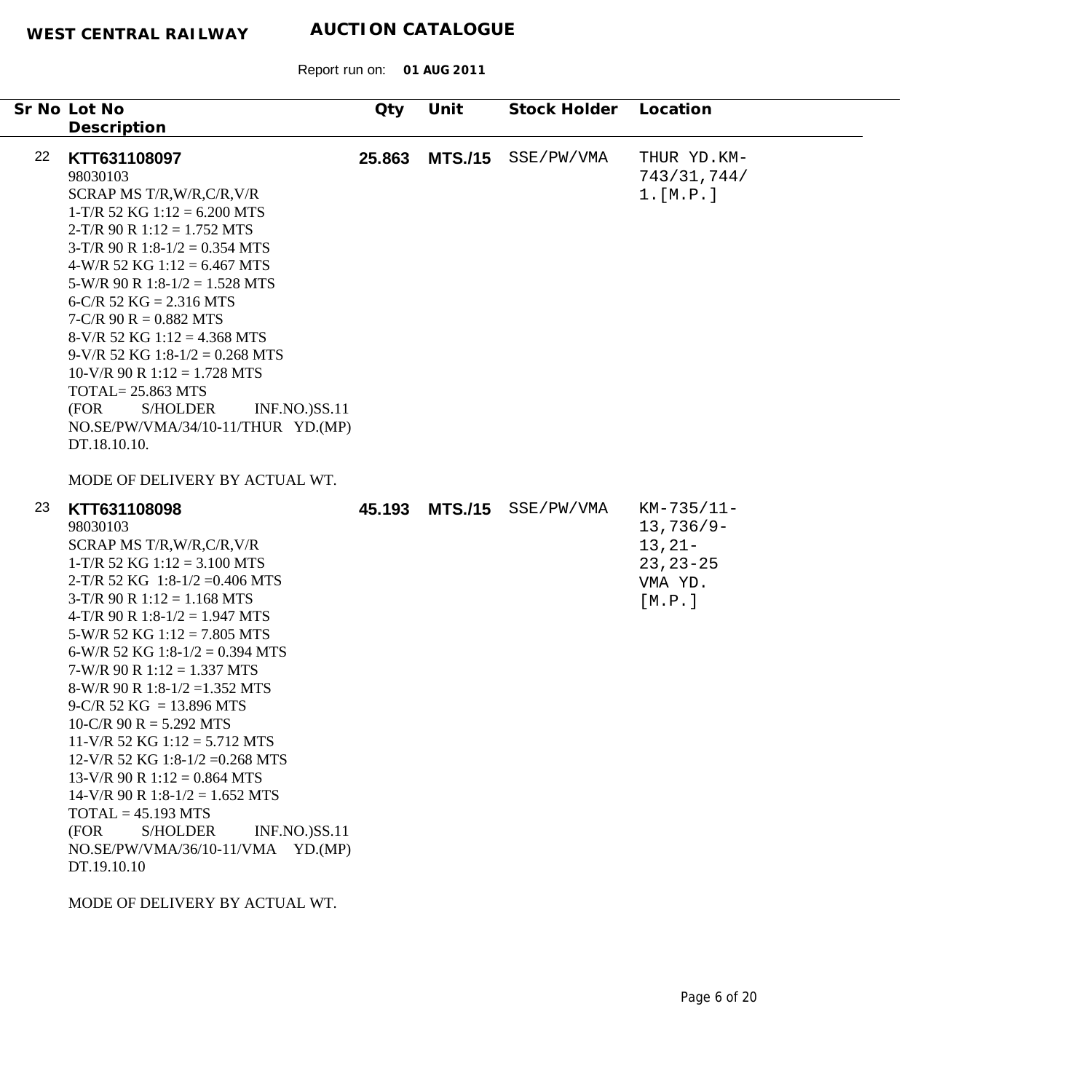**WEST CENTRAL RAILWAY** **AUCTION CATALOGUE**

Report run on: **01 AUG 2011**

| Sr No | Lot No / Description | Qty | Unit | Stock Holder | Location |
|---|---|---|---|---|---|
| 22 | **KTT631108097**<br>98030103<br>SCRAP MS T/R,W/R,C/R,V/R<br>1-T/R 52 KG 1:12 = 6.200 MTS<br>2-T/R 90 R 1:12 = 1.752 MTS<br>3-T/R 90 R 1:8-1/2 = 0.354 MTS<br>4-W/R 52 KG 1:12 = 6.467 MTS<br>5-W/R 90 R 1:8-1/2 = 1.528 MTS<br>6-C/R 52 KG = 2.316 MTS<br>7-C/R 90 R = 0.882 MTS<br>8-V/R 52 KG 1:12 = 4.368 MTS<br>9-V/R 52 KG 1:8-1/2 = 0.268 MTS<br>10-V/R 90 R 1:12 = 1.728 MTS<br>TOTAL= 25.863 MTS<br>(FOR S/HOLDER INF.NO.)SS.11 NO.SE/PW/VMA/34/10-11/THUR YD.(MP) DT.18.10.10.<br><br>MODE OF DELIVERY BY ACTUAL WT. | **25.863** | **MTS./15** | SSE/PW/VMA | THUR YD.KM-743/31,744/1.[M.P.] |
| 23 | **KTT631108098**<br>98030103<br>SCRAP MS T/R,W/R,C/R,V/R<br>1-T/R 52 KG 1:12 = 3.100 MTS<br>2-T/R 52 KG 1:8-1/2 =0.406 MTS<br>3-T/R 90 R 1:12 = 1.168 MTS<br>4-T/R 90 R 1:8-1/2 = 1.947 MTS<br>5-W/R 52 KG 1:12 = 7.805 MTS<br>6-W/R 52 KG 1:8-1/2 = 0.394 MTS<br>7-W/R 90 R 1:12 = 1.337 MTS<br>8-W/R 90 R 1:8-1/2 =1.352 MTS<br>9-C/R 52 KG = 13.896 MTS<br>10-C/R 90 R = 5.292 MTS<br>11-V/R 52 KG 1:12 = 5.712 MTS<br>12-V/R 52 KG 1:8-1/2 =0.268 MTS<br>13-V/R 90 R 1:12 = 0.864 MTS<br>14-V/R 90 R 1:8-1/2 = 1.652 MTS<br>TOTAL = 45.193 MTS<br>(FOR S/HOLDER INF.NO.)SS.11 NO.SE/PW/VMA/36/10-11/VMA YD.(MP) DT.19.10.10<br><br>MODE OF DELIVERY BY ACTUAL WT. | **45.193** | **MTS./15** | SSE/PW/VMA | KM-735/11-13,736/9-13,21-23,23-25 VMA YD. [M.P.] |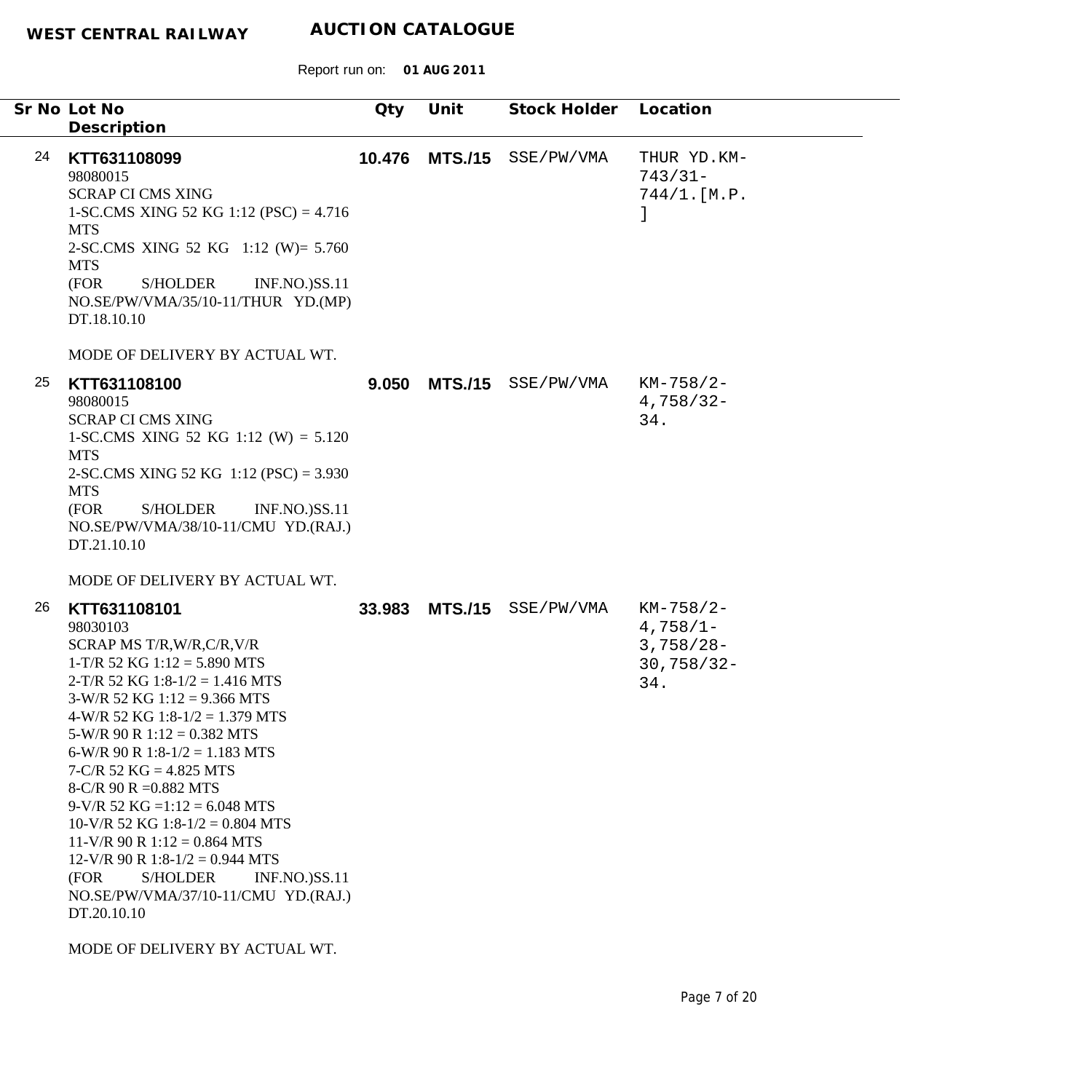**WEST CENTRAL RAILWAY** **AUCTION CATALOGUE**

Report run on: **01 AUG 2011**

| Sr No | Lot No / Description | Qty | Unit | Stock Holder | Location |
|---|---|---|---|---|---|
| 24 | **KTT631108099**<br>98080015<br>SCRAP CI CMS XING<br>1-SC.CMS XING 52 KG 1:12 (PSC) = 4.716 MTS<br>2-SC.CMS XING 52 KG 1:12 (W)= 5.760 MTS<br>(FOR S/HOLDER INF.NO.)SS.11 NO.SE/PW/VMA/35/10-11/THUR YD.(MP) DT.18.10.10<br><br>MODE OF DELIVERY BY ACTUAL WT. | **10.476** | **MTS./15** | SSE/PW/VMA | THUR YD.KM-743/31-744/1.[M.P.] |
| 25 | **KTT631108100**<br>98080015<br>SCRAP CI CMS XING<br>1-SC.CMS XING 52 KG 1:12 (W) = 5.120 MTS<br>2-SC.CMS XING 52 KG 1:12 (PSC) = 3.930 MTS<br>(FOR S/HOLDER INF.NO.)SS.11 NO.SE/PW/VMA/38/10-11/CMU YD.(RAJ.) DT.21.10.10<br><br>MODE OF DELIVERY BY ACTUAL WT. | **9.050** | **MTS./15** | SSE/PW/VMA | KM-758/2-4,758/32-34. |
| 26 | **KTT631108101**<br>98030103<br>SCRAP MS T/R,W/R,C/R,V/R<br>1-T/R 52 KG 1:12 = 5.890 MTS<br>2-T/R 52 KG 1:8-1/2 = 1.416 MTS<br>3-W/R 52 KG 1:12 = 9.366 MTS<br>4-W/R 52 KG 1:8-1/2 = 1.379 MTS<br>5-W/R 90 R 1:12 = 0.382 MTS<br>6-W/R 90 R 1:8-1/2 = 1.183 MTS<br>7-C/R 52 KG = 4.825 MTS<br>8-C/R 90 R =0.882 MTS<br>9-V/R 52 KG =1:12 = 6.048 MTS<br>10-V/R 52 KG 1:8-1/2 = 0.804 MTS<br>11-V/R 90 R 1:12 = 0.864 MTS<br>12-V/R 90 R 1:8-1/2 = 0.944 MTS<br>(FOR S/HOLDER INF.NO.)SS.11 NO.SE/PW/VMA/37/10-11/CMU YD.(RAJ.) DT.20.10.10<br><br>MODE OF DELIVERY BY ACTUAL WT. | **33.983** | **MTS./15** | SSE/PW/VMA | KM-758/2-4,758/1-3,758/28-30,758/32-34. |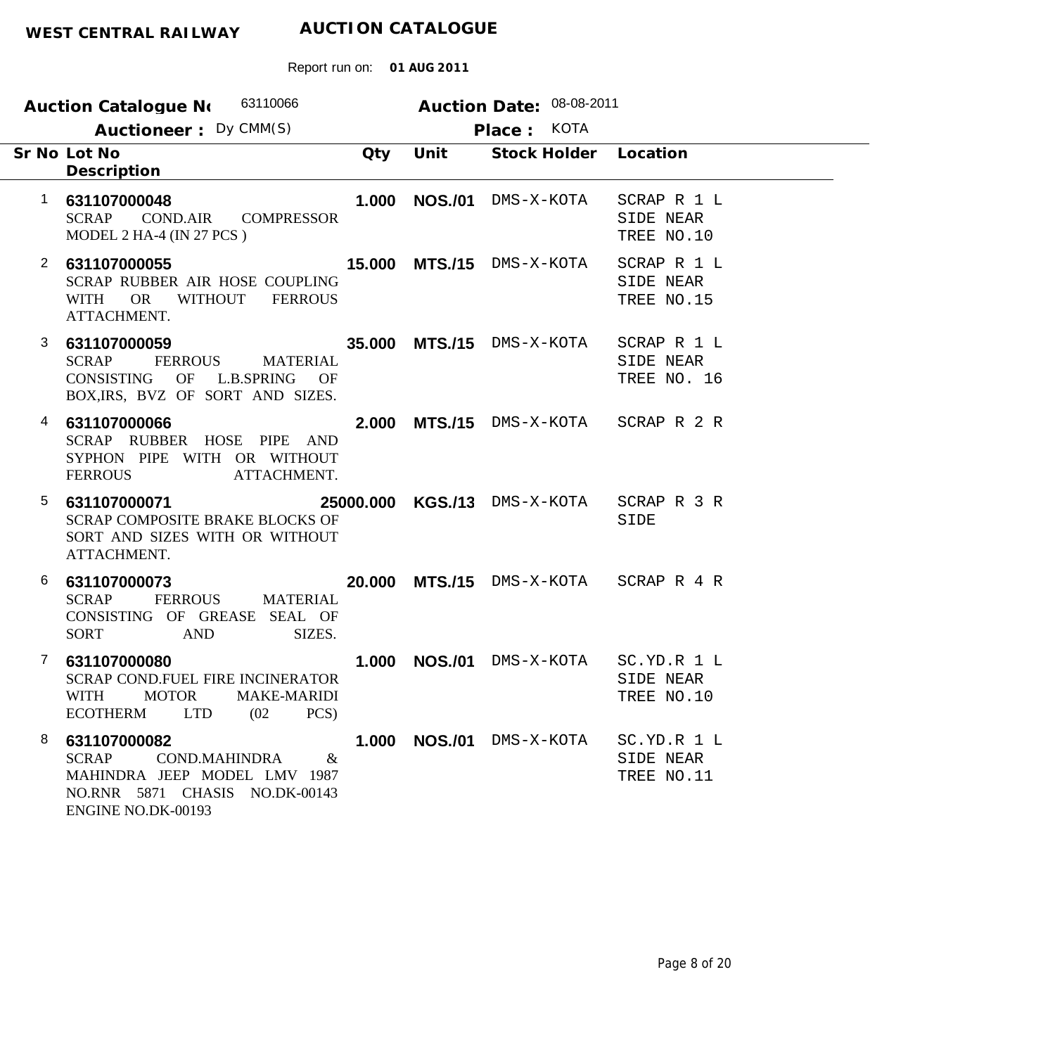**WEST CENTRAL RAILWAY** **AUCTION CATALOGUE**

Report run on: **01 AUG 2011**

**Auction Catalogue No** 63110066 **Auction Date:** 08-08-2011

**Auctioneer :** Dy CMM(S) **Place :** KOTA

| Sr No | Lot No / Description | Qty | Unit | Stock Holder | Location |
|---|---|---|---|---|---|
| 1 | **631107000048** SCRAP COND.AIR COMPRESSOR MODEL 2 HA-4 (IN 27 PCS ) | **1.000** | **NOS./01** | DMS-X-KOTA | SCRAP R 1 L SIDE NEAR TREE NO.10 |
| 2 | **631107000055** SCRAP RUBBER AIR HOSE COUPLING WITH OR WITHOUT FERROUS ATTACHMENT. | **15.000** | **MTS./15** | DMS-X-KOTA | SCRAP R 1 L SIDE NEAR TREE NO.15 |
| 3 | **631107000059** SCRAP FERROUS MATERIAL CONSISTING OF L.B.SPRING OF BOX,IRS, BVZ OF SORT AND SIZES. | **35.000** | **MTS./15** | DMS-X-KOTA | SCRAP R 1 L SIDE NEAR TREE NO. 16 |
| 4 | **631107000066** SCRAP RUBBER HOSE PIPE AND SYPHON PIPE WITH OR WITHOUT FERROUS ATTACHMENT. | **2.000** | **MTS./15** | DMS-X-KOTA | SCRAP R 2 R |
| 5 | **631107000071** SCRAP COMPOSITE BRAKE BLOCKS OF SORT AND SIZES WITH OR WITHOUT ATTACHMENT. | **25000.000** | **KGS./13** | DMS-X-KOTA | SCRAP R 3 R SIDE |
| 6 | **631107000073** SCRAP FERROUS MATERIAL CONSISTING OF GREASE SEAL OF SORT AND SIZES. | **20.000** | **MTS./15** | DMS-X-KOTA | SCRAP R 4 R |
| 7 | **631107000080** SCRAP COND.FUEL FIRE INCINERATOR WITH MOTOR MAKE-MARIDI ECOTHERM LTD (02 PCS) | **1.000** | **NOS./01** | DMS-X-KOTA | SC.YD.R 1 L SIDE NEAR TREE NO.10 |
| 8 | **631107000082** SCRAP COND.MAHINDRA & MAHINDRA JEEP MODEL LMV 1987 NO.RNR 5871 CHASIS NO.DK-00143 ENGINE NO.DK-00193 | **1.000** | **NOS./01** | DMS-X-KOTA | SC.YD.R 1 L SIDE NEAR TREE NO.11 |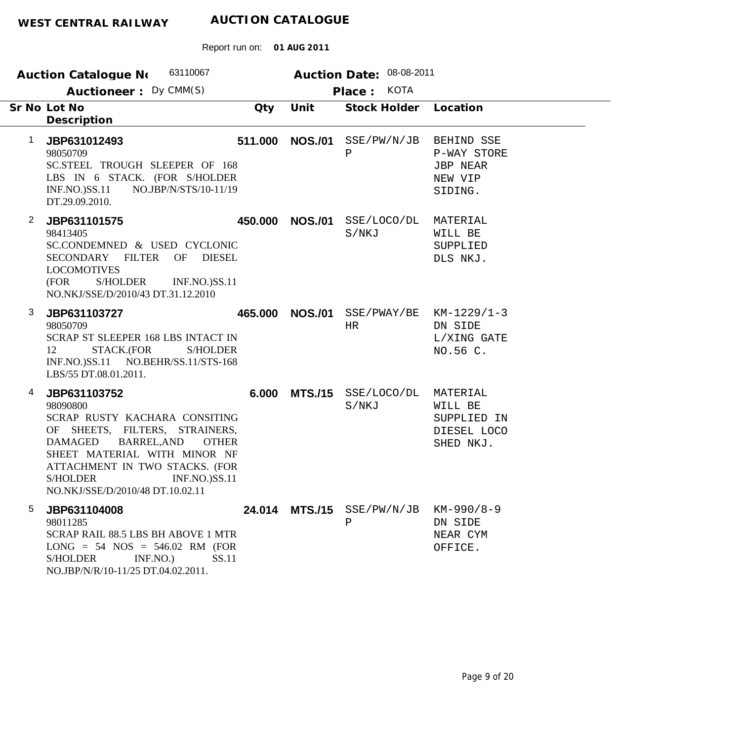**WEST CENTRAL RAILWAY** **AUCTION CATALOGUE**

Report run on: **01 AUG 2011**

**Auction Catalogue No** 63110067 **Auction Date:** 08-08-2011

**Auctioneer :** Dy CMM(S) **Place :** KOTA

| Sr No | Lot No / Description | Qty | Unit | Stock Holder | Location |
|---|---|---|---|---|---|
| 1 | **JBP631012493**<br>98050709<br>SC.STEEL TROUGH SLEEPER OF 168 LBS IN 6 STACK. (FOR S/HOLDER INF.NO.)SS.11 NO.JBP/N/STS/10-11/19 DT.29.09.2010. | **511.000** | **NOS./01** | SSE/PW/N/JBP | BEHIND SSE P-WAY STORE JBP NEAR NEW VIP SIDING. |
| 2 | **JBP631101575**<br>98413405<br>SC.CONDEMNED & USED CYCLONIC SECONDARY FILTER OF DIESEL LOCOMOTIVES (FOR S/HOLDER INF.NO.)SS.11 NO.NKJ/SSE/D/2010/43 DT.31.12.2010 | **450.000** | **NOS./01** | SSE/LOCO/DLS/NKJ | MATERIAL WILL BE SUPPLIED DLS NKJ. |
| 3 | **JBP631103727**<br>98050709<br>SCRAP ST SLEEPER 168 LBS INTACT IN 12 STACK.(FOR S/HOLDER INF.NO.)SS.11 NO.BEHR/SS.11/STS-168 LBS/55 DT.08.01.2011. | **465.000** | **NOS./01** | SSE/PWAY/BEHR | KM-1229/1-3 DN SIDE L/XING GATE NO.56 C. |
| 4 | **JBP631103752**<br>98090800<br>SCRAP RUSTY KACHARA CONSITING OF SHEETS, FILTERS, STRAINERS, DAMAGED BARREL,AND OTHER SHEET MATERIAL WITH MINOR NF ATTACHMENT IN TWO STACKS. (FOR S/HOLDER INF.NO.)SS.11 NO.NKJ/SSE/D/2010/48 DT.10.02.11 | **6.000** | **MTS./15** | SSE/LOCO/DLS/NKJ | MATERIAL WILL BE SUPPLIED IN DIESEL LOCO SHED NKJ. |
| 5 | **JBP631104008**<br>98011285<br>SCRAP RAIL 88.5 LBS BH ABOVE 1 MTR LONG = 54 NOS = 546.02 RM (FOR S/HOLDER INF.NO.) SS.11 NO.JBP/N/R/10-11/25 DT.04.02.2011. | **24.014** | **MTS./15** | SSE/PW/N/JBP | KM-990/8-9 DN SIDE NEAR CYM OFFICE. |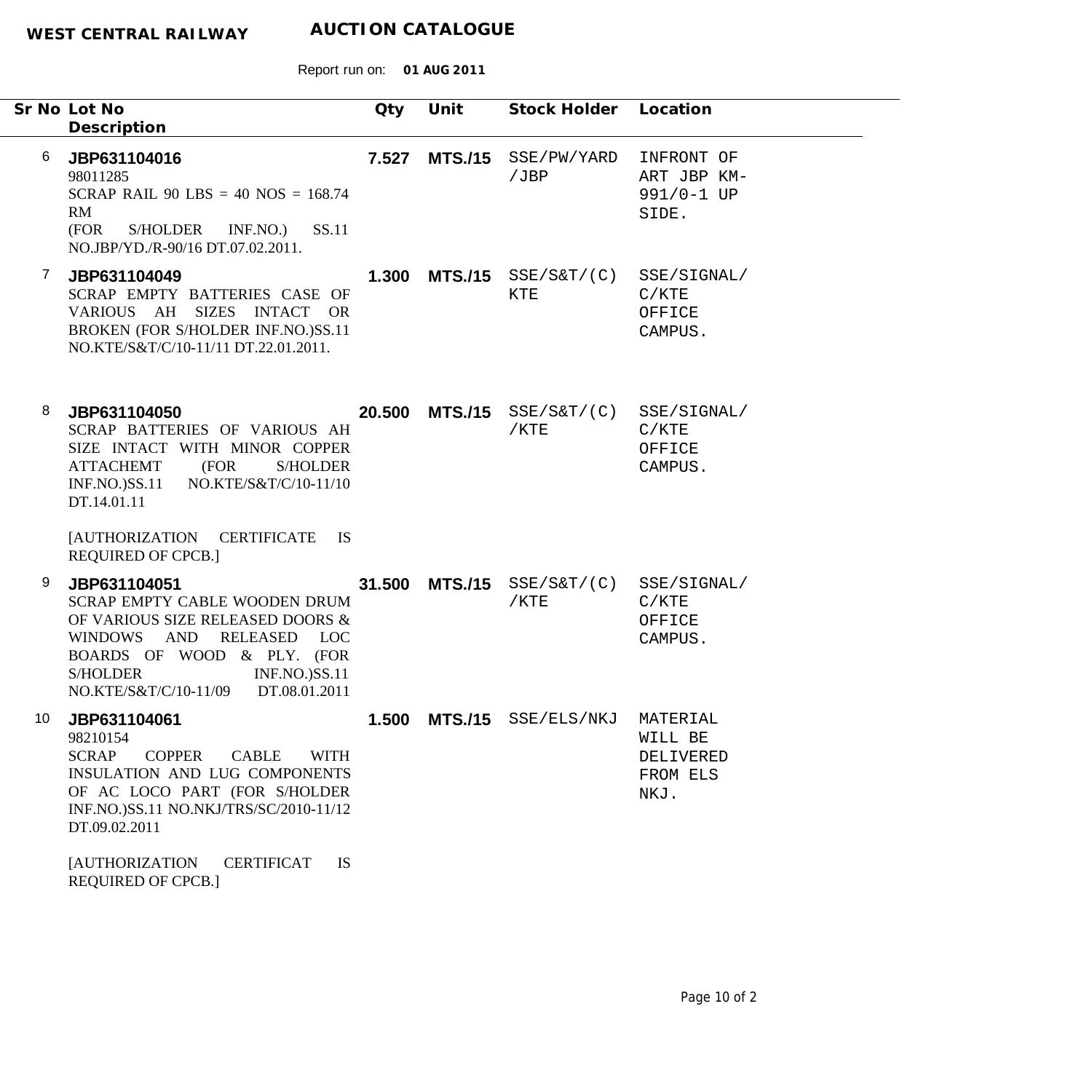**WEST CENTRAL RAILWAY** **AUCTION CATALOGUE**

Report run on: **01 AUG 2011**

| Sr No | Lot No / Description | Qty | Unit | Stock Holder | Location |
|---|---|---|---|---|---|
| 6 | **JBP631104016**<br>98011285<br>SCRAP RAIL 90 LBS = 40 NOS = 168.74 RM<br>(FOR S/HOLDER INF.NO.) SS.11 NO.JBP/YD./R-90/16 DT.07.02.2011. | **7.527** | **MTS./15** | SSE/PW/YARD /JBP | INFRONT OF ART JBP KM-991/0-1 UP SIDE. |
| 7 | **JBP631104049**<br>SCRAP EMPTY BATTERIES CASE OF VARIOUS AH SIZES INTACT OR BROKEN (FOR S/HOLDER INF.NO.)SS.11 NO.KTE/S&T/C/10-11/11 DT.22.01.2011. | **1.300** | **MTS./15** | SSE/S&T/(C) KTE | SSE/SIGNAL/ C/KTE OFFICE CAMPUS. |
| 8 | **JBP631104050**<br>SCRAP BATTERIES OF VARIOUS AH SIZE INTACT WITH MINOR COPPER ATTACHEMT (FOR S/HOLDER INF.NO.)SS.11 NO.KTE/S&T/C/10-11/10 DT.14.01.11<br><br>[AUTHORIZATION CERTIFICATE IS REQUIRED OF CPCB.] | **20.500** | **MTS./15** | SSE/S&T/(C) /KTE | SSE/SIGNAL/ C/KTE OFFICE CAMPUS. |
| 9 | **JBP631104051**<br>SCRAP EMPTY CABLE WOODEN DRUM OF VARIOUS SIZE RELEASED DOORS & WINDOWS AND RELEASED LOC BOARDS OF WOOD & PLY. (FOR S/HOLDER INF.NO.)SS.11 NO.KTE/S&T/C/10-11/09 DT.08.01.2011 | **31.500** | **MTS./15** | SSE/S&T/(C) /KTE | SSE/SIGNAL/ C/KTE OFFICE CAMPUS. |
| 10 | **JBP631104061**<br>98210154<br>SCRAP COPPER CABLE WITH INSULATION AND LUG COMPONENTS OF AC LOCO PART (FOR S/HOLDER INF.NO.)SS.11 NO.NKJ/TRS/SC/2010-11/12 DT.09.02.2011<br><br>[AUTHORIZATION CERTIFICAT IS REQUIRED OF CPCB.] | **1.500** | **MTS./15** | SSE/ELS/NKJ | MATERIAL WILL BE DELIVERED FROM ELS NKJ. |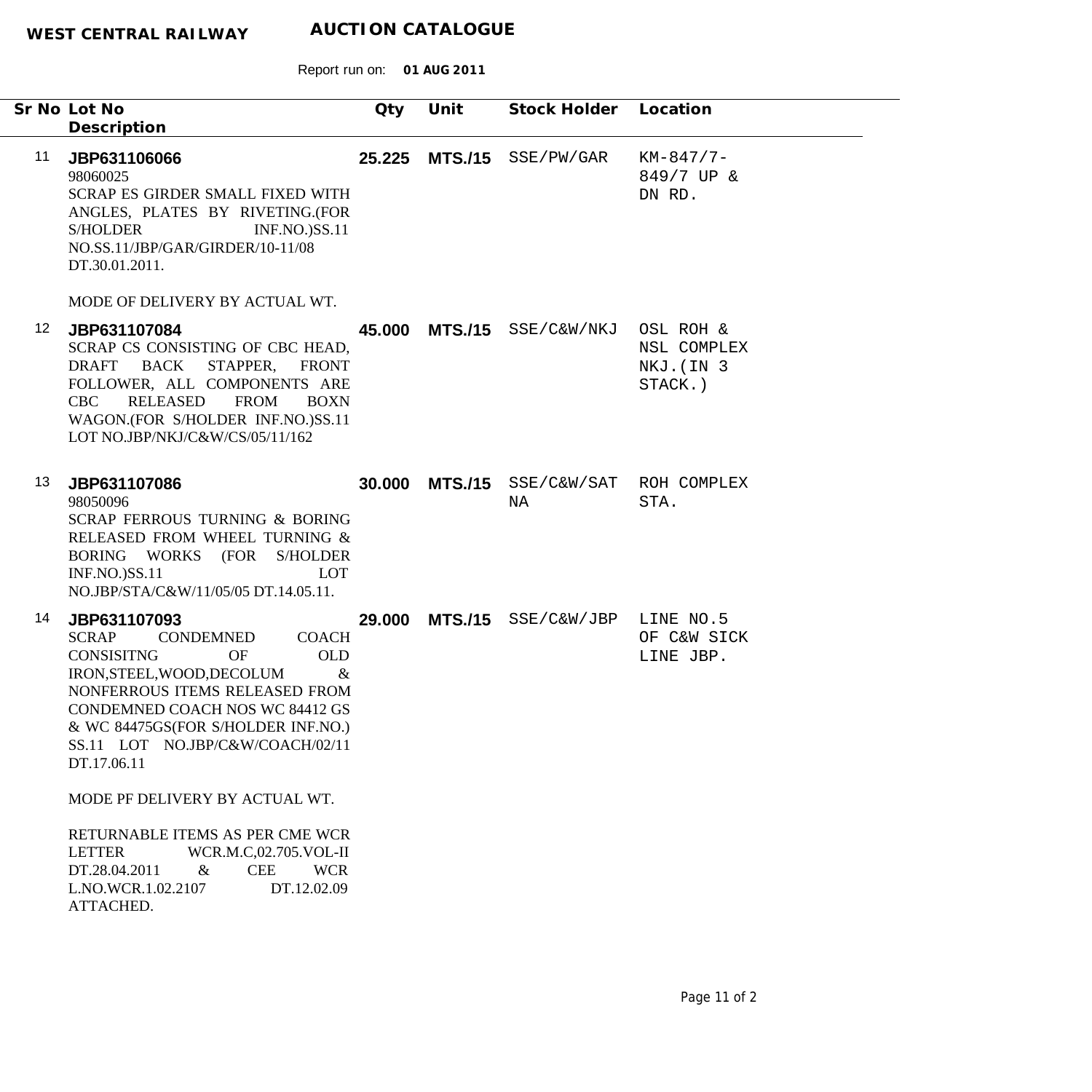**WEST CENTRAL RAILWAY** **AUCTION CATALOGUE**

Report run on: **01 AUG 2011**

| Sr No | Lot No / Description | Qty | Unit | Stock Holder | Location |
|---|---|---|---|---|---|
| 11 | **JBP631106066**<br>98060025<br>SCRAP ES GIRDER SMALL FIXED WITH ANGLES, PLATES BY RIVETING.(FOR S/HOLDER INF.NO.)SS.11 NO.SS.11/JBP/GAR/GIRDER/10-11/08 DT.30.01.2011.<br><br>MODE OF DELIVERY BY ACTUAL WT. | **25.225** | **MTS./15** | SSE/PW/GAR | KM-847/7-849/7 UP & DN RD. |
| 12 | **JBP631107084**<br>SCRAP CS CONSISTING OF CBC HEAD, DRAFT BACK STAPPER, FRONT FOLLOWER, ALL COMPONENTS ARE CBC RELEASED FROM BOXN WAGON.(FOR S/HOLDER INF.NO.)SS.11 LOT NO.JBP/NKJ/C&W/CS/05/11/162 | **45.000** | **MTS./15** | SSE/C&W/NKJ | OSL ROH & NSL COMPLEX NKJ.(IN 3 STACK.) |
| 13 | **JBP631107086**<br>98050096<br>SCRAP FERROUS TURNING & BORING RELEASED FROM WHEEL TURNING & BORING WORKS (FOR S/HOLDER INF.NO.)SS.11 LOT NO.JBP/STA/C&W/11/05/05 DT.14.05.11. | **30.000** | **MTS./15** | SSE/C&W/SATNA | ROH COMPLEX STA. |
| 14 | **JBP631107093**<br>SCRAP CONDEMNED COACH CONSISITNG OF OLD IRON,STEEL,WOOD,DECOLUM & NONFERROUS ITEMS RELEASED FROM CONDEMNED COACH NOS WC 84412 GS & WC 84475GS(FOR S/HOLDER INF.NO.) SS.11 LOT NO.JBP/C&W/COACH/02/11 DT.17.06.11<br><br>MODE PF DELIVERY BY ACTUAL WT.<br><br>RETURNABLE ITEMS AS PER CME WCR LETTER WCR.M.C,02.705.VOL-II DT.28.04.2011 & CEE WCR L.NO.WCR.1.02.2107 DT.12.02.09 ATTACHED. | **29.000** | **MTS./15** | SSE/C&W/JBP | LINE NO.5 OF C&W SICK LINE JBP. |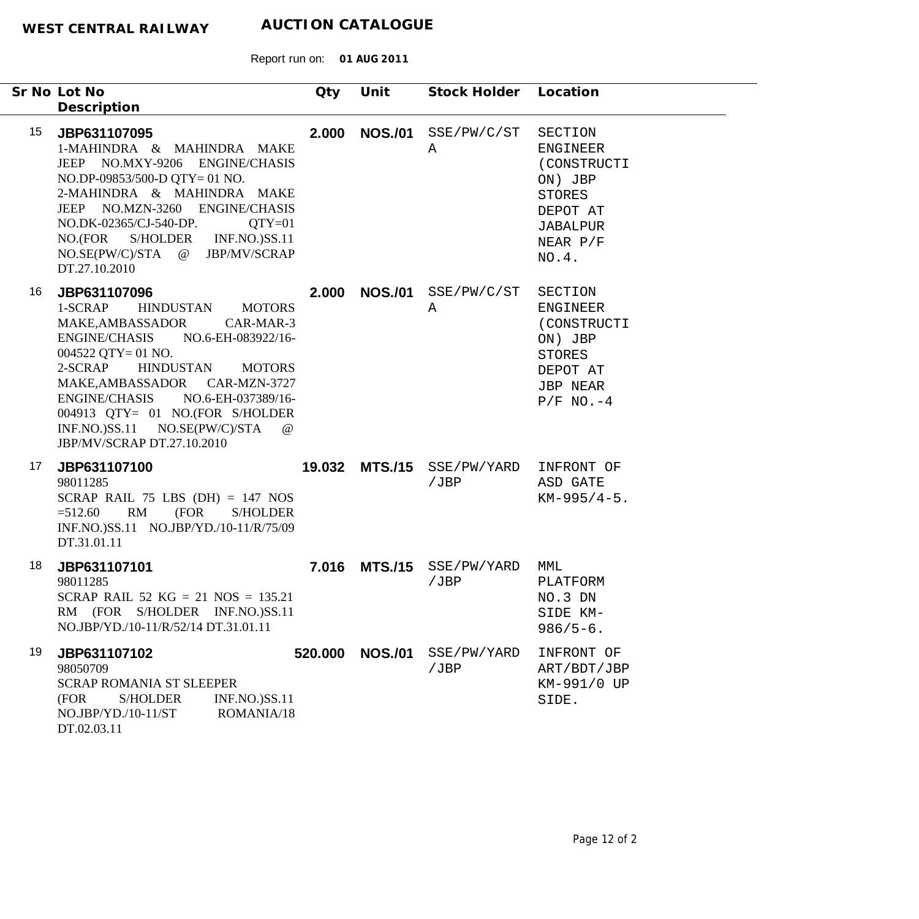**WEST CENTRAL RAILWAY** **AUCTION CATALOGUE**

Report run on: **01 AUG 2011**

| Sr No | Lot No / Description | Qty | Unit | Stock Holder | Location |
|---|---|---|---|---|---|
| 15 | **JBP631107095**<br>1-MAHINDRA & MAHINDRA MAKE JEEP NO.MXY-9206 ENGINE/CHASIS NO.DP-09853/500-D QTY= 01 NO.<br>2-MAHINDRA & MAHINDRA MAKE JEEP NO.MZN-3260 ENGINE/CHASIS NO.DK-02365/CJ-540-DP. QTY=01 NO.(FOR S/HOLDER INF.NO.)SS.11 NO.SE(PW/C)/STA @ JBP/MV/SCRAP DT.27.10.2010 | **2.000** | **NOS./01** | SSE/PW/C/STA | SECTION ENGINEER (CONSTRUCTION) JBP STORES DEPOT AT JABALPUR NEAR P/F NO.4. |
| 16 | **JBP631107096**<br>1-SCRAP HINDUSTAN MOTORS MAKE,AMBASSADOR CAR-MAR-3 ENGINE/CHASIS NO.6-EH-083922/16-004522 QTY= 01 NO.<br>2-SCRAP HINDUSTAN MOTORS MAKE,AMBASSADOR CAR-MZN-3727 ENGINE/CHASIS NO.6-EH-037389/16-004913 QTY= 01 NO.(FOR S/HOLDER INF.NO.)SS.11 NO.SE(PW/C)/STA @ JBP/MV/SCRAP DT.27.10.2010 | **2.000** | **NOS./01** | SSE/PW/C/STA | SECTION ENGINEER (CONSTRUCTION) JBP STORES DEPOT AT JBP NEAR P/F NO.-4 |
| 17 | **JBP631107100**<br>98011285<br>SCRAP RAIL 75 LBS (DH) = 147 NOS =512.60 RM (FOR S/HOLDER INF.NO.)SS.11 NO.JBP/YD./10-11/R/75/09 DT.31.01.11 | **19.032** | **MTS./15** | SSE/PW/YARD/JBP | INFRONT OF ASD GATE KM-995/4-5. |
| 18 | **JBP631107101**<br>98011285<br>SCRAP RAIL 52 KG = 21 NOS = 135.21 RM (FOR S/HOLDER INF.NO.)SS.11 NO.JBP/YD./10-11/R/52/14 DT.31.01.11 | **7.016** | **MTS./15** | SSE/PW/YARD/JBP | MML PLATFORM NO.3 DN SIDE KM-986/5-6. |
| 19 | **JBP631107102**<br>98050709<br>SCRAP ROMANIA ST SLEEPER<br>(FOR S/HOLDER INF.NO.)SS.11 NO.JBP/YD./10-11/ST ROMANIA/18 DT.02.03.11 | **520.000** | **NOS./01** | SSE/PW/YARD/JBP | INFRONT OF ART/BDT/JBP KM-991/0 UP SIDE. |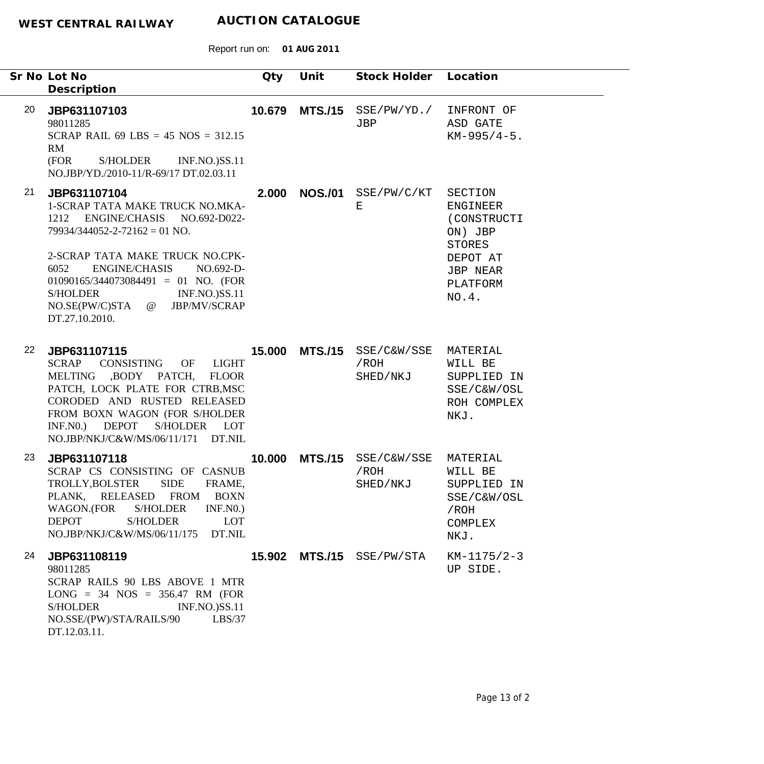**WEST CENTRAL RAILWAY** **AUCTION CATALOGUE**

Report run on: **01 AUG 2011**

| Sr No | Lot No / Description | Qty | Unit | Stock Holder | Location |
|---|---|---|---|---|---|
| 20 | **JBP631107103**<br>98011285<br>SCRAP RAIL 69 LBS = 45 NOS = 312.15 RM<br>(FOR S/HOLDER INF.NO.)SS.11 NO.JBP/YD./2010-11/R-69/17 DT.02.03.11 | **10.679** | **MTS./15** | SSE/PW/YD./JBP | INFRONT OF ASD GATE KM-995/4-5. |
| 21 | **JBP631107104**<br>1-SCRAP TATA MAKE TRUCK NO.MKA-1212 ENGINE/CHASIS NO.692-D022-79934/344052-2-72162 = 01 NO.<br><br>2-SCRAP TATA MAKE TRUCK NO.CPK-6052 ENGINE/CHASIS NO.692-D-01090165/344073084491 = 01 NO. (FOR S/HOLDER INF.NO.)SS.11 NO.SE(PW/C)STA @ JBP/MV/SCRAP DT.27.10.2010. | **2.000** | **NOS./01** | SSE/PW/C/KTE | SECTION ENGINEER (CONSTRUCTION) JBP STORES DEPOT AT JBP NEAR PLATFORM NO.4. |
| 22 | **JBP631107115**<br>SCRAP CONSISTING OF LIGHT MELTING ,BODY PATCH, FLOOR PATCH, LOCK PLATE FOR CTRB,MSC CORODED AND RUSTED RELEASED FROM BOXN WAGON (FOR S/HOLDER INF.N0.) DEPOT S/HOLDER LOT NO.JBP/NKJ/C&W/MS/06/11/171 DT.NIL | **15.000** | **MTS./15** | SSE/C&W/SSE/ROH SHED/NKJ | MATERIAL WILL BE SUPPLIED IN SSE/C&W/OSL ROH COMPLEX NKJ. |
| 23 | **JBP631107118**<br>SCRAP CS CONSISTING OF CASNUB TROLLY,BOLSTER SIDE FRAME, PLANK, RELEASED FROM BOXN WAGON.(FOR S/HOLDER INF.N0.) DEPOT S/HOLDER LOT NO.JBP/NKJ/C&W/MS/06/11/175 DT.NIL | **10.000** | **MTS./15** | SSE/C&W/SSE/ROH SHED/NKJ | MATERIAL WILL BE SUPPLIED IN SSE/C&W/OSL/ROH COMPLEX NKJ. |
| 24 | **JBP631108119**<br>98011285<br>SCRAP RAILS 90 LBS ABOVE 1 MTR LONG = 34 NOS = 356.47 RM (FOR S/HOLDER INF.NO.)SS.11 NO.SSE/(PW)/STA/RAILS/90 LBS/37 DT.12.03.11. | **15.902** | **MTS./15** | SSE/PW/STA | KM-1175/2-3 UP SIDE. |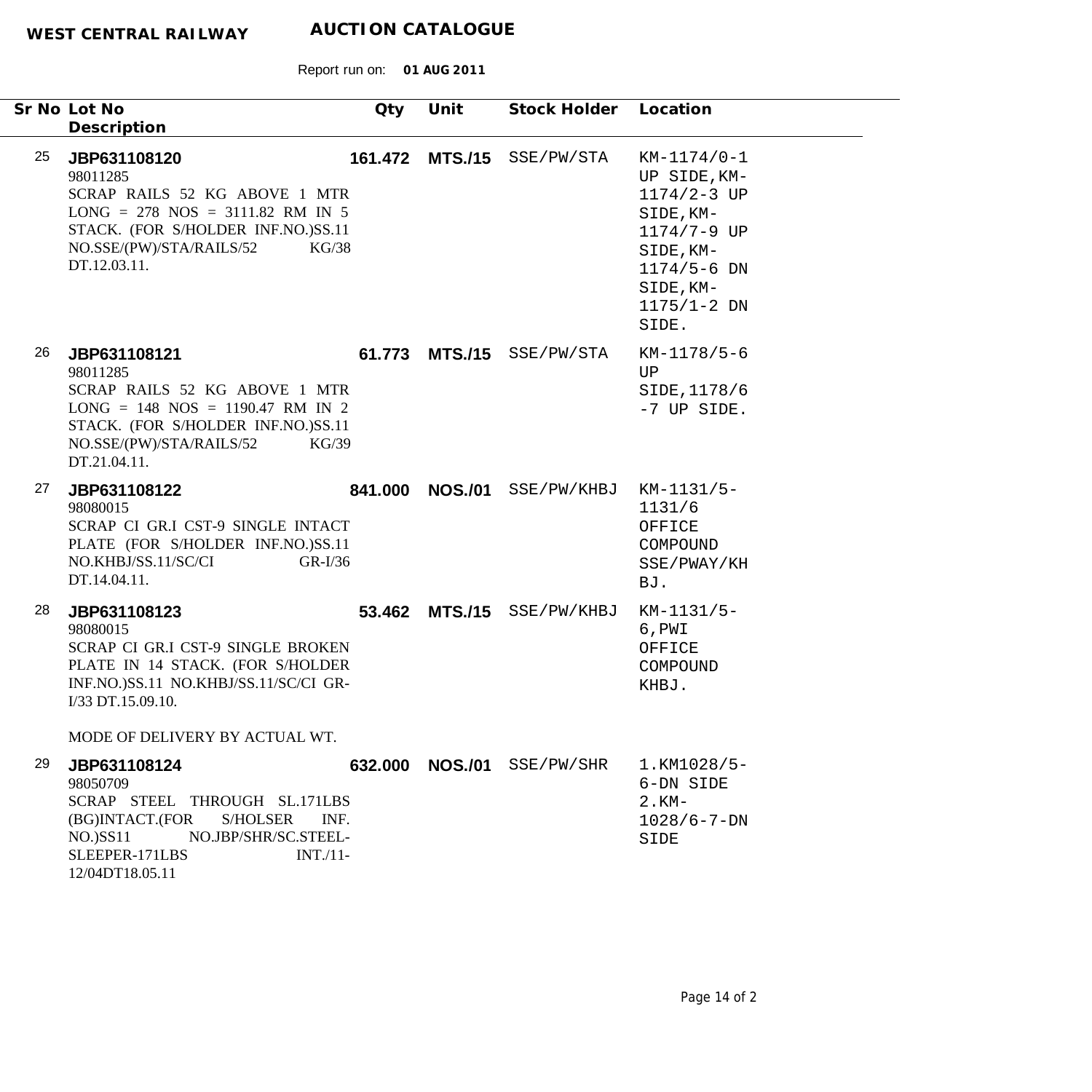**WEST CENTRAL RAILWAY** **AUCTION CATALOGUE**

Report run on: **01 AUG 2011**

| Sr No | Lot No / Description | Qty | Unit | Stock Holder | Location |
|---|---|---|---|---|---|
| 25 | **JBP631108120**<br>98011285<br>SCRAP RAILS 52 KG ABOVE 1 MTR LONG = 278 NOS = 3111.82 RM IN 5 STACK. (FOR S/HOLDER INF.NO.)SS.11 NO.SSE/(PW)/STA/RAILS/52 KG/38 DT.12.03.11. | **161.472** | **MTS./15** | SSE/PW/STA | KM-1174/0-1 UP SIDE,KM-1174/2-3 UP SIDE,KM-1174/7-9 UP SIDE,KM-1174/5-6 DN SIDE,KM-1175/1-2 DN SIDE. |
| 26 | **JBP631108121**<br>98011285<br>SCRAP RAILS 52 KG ABOVE 1 MTR LONG = 148 NOS = 1190.47 RM IN 2 STACK. (FOR S/HOLDER INF.NO.)SS.11 NO.SSE/(PW)/STA/RAILS/52 KG/39 DT.21.04.11. | **61.773** | **MTS./15** | SSE/PW/STA | KM-1178/5-6 UP SIDE,1178/6-7 UP SIDE. |
| 27 | **JBP631108122**<br>98080015<br>SCRAP CI GR.I CST-9 SINGLE INTACT PLATE (FOR S/HOLDER INF.NO.)SS.11 NO.KHBJ/SS.11/SC/CI GR-I/36 DT.14.04.11. | **841.000** | **NOS./01** | SSE/PW/KHBJ | KM-1131/5-1131/6 OFFICE COMPOUND SSE/PWAY/KHBJ. |
| 28 | **JBP631108123**<br>98080015<br>SCRAP CI GR.I CST-9 SINGLE BROKEN PLATE IN 14 STACK. (FOR S/HOLDER INF.NO.)SS.11 NO.KHBJ/SS.11/SC/CI GR-I/33 DT.15.09.10.<br><br>MODE OF DELIVERY BY ACTUAL WT. | **53.462** | **MTS./15** | SSE/PW/KHBJ | KM-1131/5-6,PWI OFFICE COMPOUND KHBJ. |
| 29 | **JBP631108124**<br>98050709<br>SCRAP STEEL THROUGH SL.171LBS (BG)INTACT.(FOR S/HOLSER INF. NO.)SS11 NO.JBP/SHR/SC.STEEL-SLEEPER-171LBS INT./11-12/04DT18.05.11 | **632.000** | **NOS./01** | SSE/PW/SHR | 1.KM1028/5-6-DN SIDE 2.KM-1028/6-7-DN SIDE |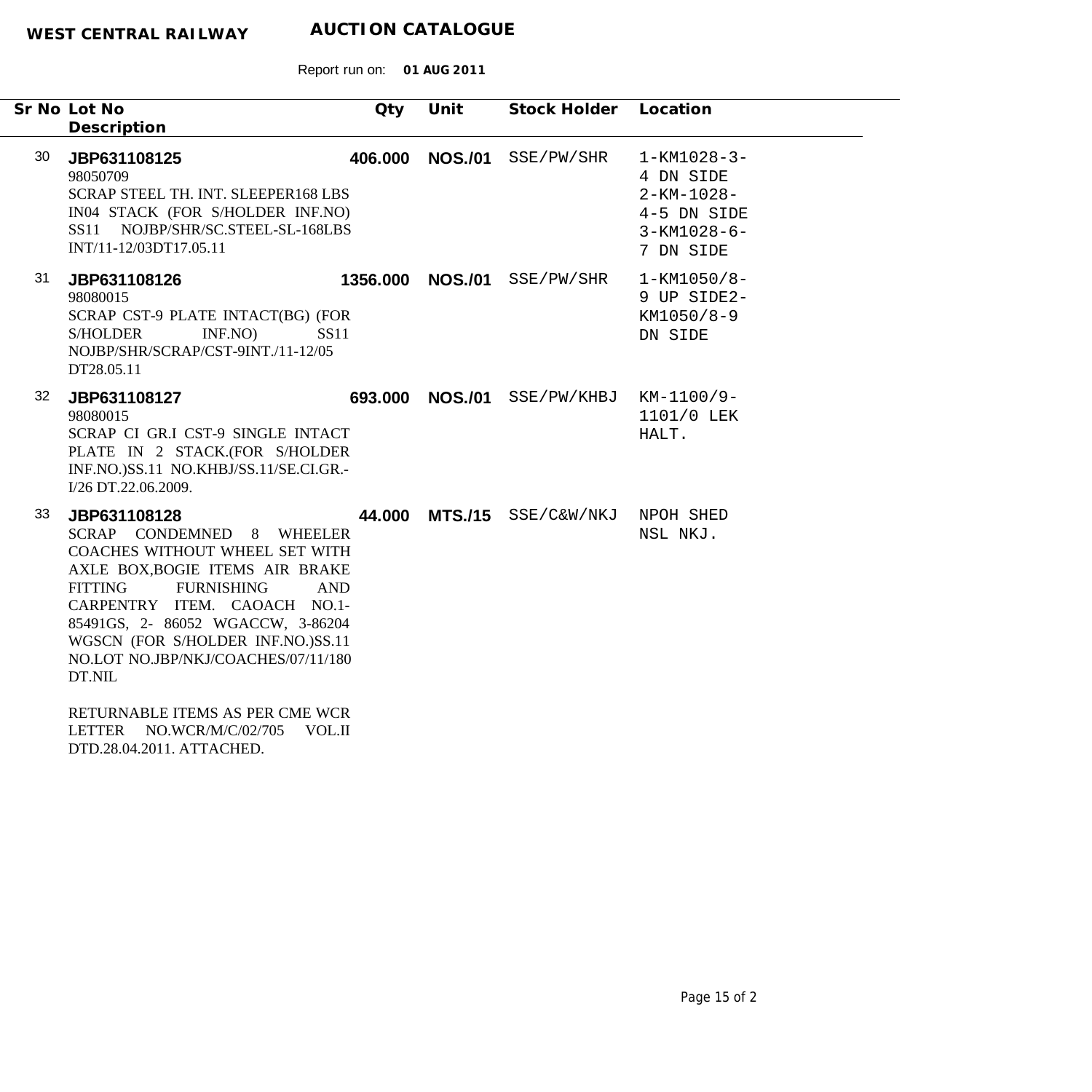**WEST CENTRAL RAILWAY** **AUCTION CATALOGUE**

Report run on: **01 AUG 2011**

| Sr No | Lot No / Description | Qty | Unit | Stock Holder | Location |
|---|---|---|---|---|---|
| 30 | **JBP631108125**<br>98050709<br>SCRAP STEEL TH. INT. SLEEPER168 LBS IN04 STACK (FOR S/HOLDER INF.NO) SS11 NOJBP/SHR/SC.STEEL-SL-168LBS INT/11-12/03DT17.05.11 | **406.000** | **NOS./01** | SSE/PW/SHR | 1-KM1028-3-4 DN SIDE 2-KM-1028-4-5 DN SIDE 3-KM1028-6-7 DN SIDE |
| 31 | **JBP631108126**<br>98080015<br>SCRAP CST-9 PLATE INTACT(BG) (FOR S/HOLDER INF.NO) SS11 NOJBP/SHR/SCRAP/CST-9INT./11-12/05 DT28.05.11 | **1356.000** | **NOS./01** | SSE/PW/SHR | 1-KM1050/8-9 UP SIDE2-KM1050/8-9 DN SIDE |
| 32 | **JBP631108127**<br>98080015<br>SCRAP CI GR.I CST-9 SINGLE INTACT PLATE IN 2 STACK.(FOR S/HOLDER INF.NO.)SS.11 NO.KHBJ/SS.11/SE.CI.GR.-I/26 DT.22.06.2009. | **693.000** | **NOS./01** | SSE/PW/KHBJ | KM-1100/9-1101/0 LEK HALT. |
| 33 | **JBP631108128**<br>SCRAP CONDEMNED 8 WHEELER COACHES WITHOUT WHEEL SET WITH AXLE BOX,BOGIE ITEMS AIR BRAKE FITTING FURNISHING AND CARPENTRY ITEM. CAOACH NO.1-85491GS, 2- 86052 WGACCW, 3-86204 WGSCN (FOR S/HOLDER INF.NO.)SS.11 NO.LOT NO.JBP/NKJ/COACHES/07/11/180 DT.NIL<br><br>RETURNABLE ITEMS AS PER CME WCR LETTER NO.WCR/M/C/02/705 VOL.II DTD.28.04.2011. ATTACHED. | **44.000** | **MTS./15** | SSE/C&W/NKJ | NPOH SHED NSL NKJ. |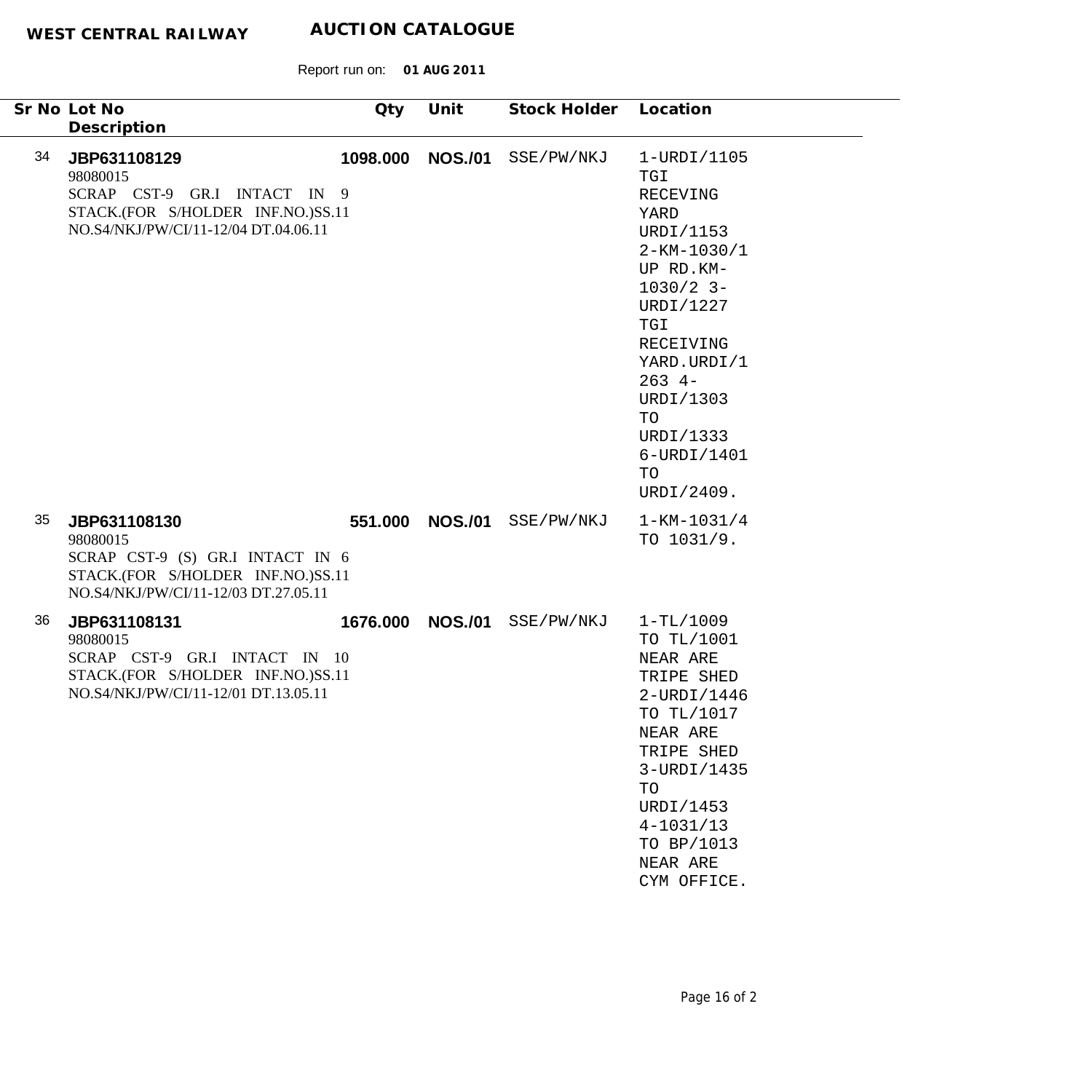**WEST CENTRAL RAILWAY** **AUCTION CATALOGUE**

Report run on: **01 AUG 2011**

| Sr No | Lot No / Description | Qty | Unit | Stock Holder | Location |
|---|---|---|---|---|---|
| 34 | **JBP631108129**<br>98080015<br>SCRAP CST-9 GR.I INTACT IN 9 STACK.(FOR S/HOLDER INF.NO.)SS.11 NO.S4/NKJ/PW/CI/11-12/04 DT.04.06.11 | **1098.000** | **NOS./01** | SSE/PW/NKJ | 1-URDI/1105 TGI RECEVING YARD URDI/1153 2-KM-1030/1 UP RD.KM-1030/2 3-URDI/1227 TGI RECEIVING YARD.URDI/1263 4-URDI/1303 TO URDI/1333 6-URDI/1401 TO URDI/2409. |
| 35 | **JBP631108130**<br>98080015<br>SCRAP CST-9 (S) GR.I INTACT IN 6 STACK.(FOR S/HOLDER INF.NO.)SS.11 NO.S4/NKJ/PW/CI/11-12/03 DT.27.05.11 | **551.000** | **NOS./01** | SSE/PW/NKJ | 1-KM-1031/4 TO 1031/9. |
| 36 | **JBP631108131**<br>98080015<br>SCRAP CST-9 GR.I INTACT IN 10 STACK.(FOR S/HOLDER INF.NO.)SS.11 NO.S4/NKJ/PW/CI/11-12/01 DT.13.05.11 | **1676.000** | **NOS./01** | SSE/PW/NKJ | 1-TL/1009 TO TL/1001 NEAR ARE TRIPE SHED 2-URDI/1446 TO TL/1017 NEAR ARE TRIPE SHED 3-URDI/1435 TO URDI/1453 4-1031/13 TO BP/1013 NEAR ARE CYM OFFICE. |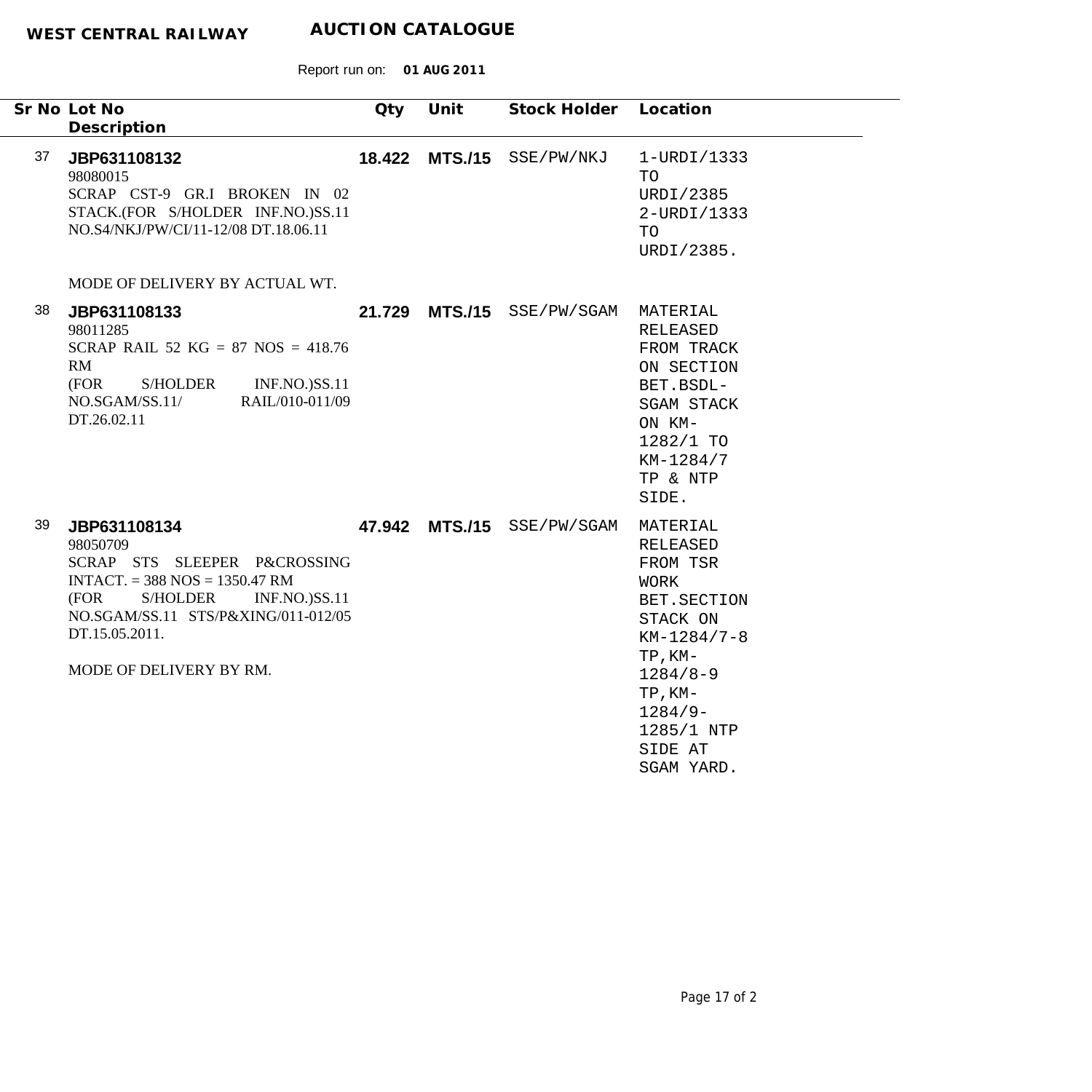**WEST CENTRAL RAILWAY** **AUCTION CATALOGUE**

Report run on: **01 AUG 2011**

| Sr No | Lot No / Description | Qty | Unit | Stock Holder | Location |
|---|---|---|---|---|---|
| 37 | **JBP631108132**<br>98080015<br>SCRAP CST-9 GR.I BROKEN IN 02 STACK.(FOR S/HOLDER INF.NO.)SS.11 NO.S4/NKJ/PW/CI/11-12/08 DT.18.06.11<br><br>MODE OF DELIVERY BY ACTUAL WT. | **18.422** | **MTS./15** | SSE/PW/NKJ | 1-URDI/1333 TO URDI/2385 2-URDI/1333 TO URDI/2385. |
| 38 | **JBP631108133**<br>98011285<br>SCRAP RAIL 52 KG = 87 NOS = 418.76 RM<br>(FOR S/HOLDER INF.NO.)SS.11 NO.SGAM/SS.11/ RAIL/010-011/09 DT.26.02.11 | **21.729** | **MTS./15** | SSE/PW/SGAM | MATERIAL RELEASED FROM TRACK ON SECTION BET.BSDL-SGAM STACK ON KM-1282/1 TO KM-1284/7 TP & NTP SIDE. |
| 39 | **JBP631108134**<br>98050709<br>SCRAP STS SLEEPER P&CROSSING INTACT. = 388 NOS = 1350.47 RM<br>(FOR S/HOLDER INF.NO.)SS.11 NO.SGAM/SS.11 STS/P&XING/011-012/05 DT.15.05.2011.<br><br>MODE OF DELIVERY BY RM. | **47.942** | **MTS./15** | SSE/PW/SGAM | MATERIAL RELEASED FROM TSR WORK BET.SECTION STACK ON KM-1284/7-8 TP,KM-1284/8-9 TP,KM-1284/9-1285/1 NTP SIDE AT SGAM YARD. |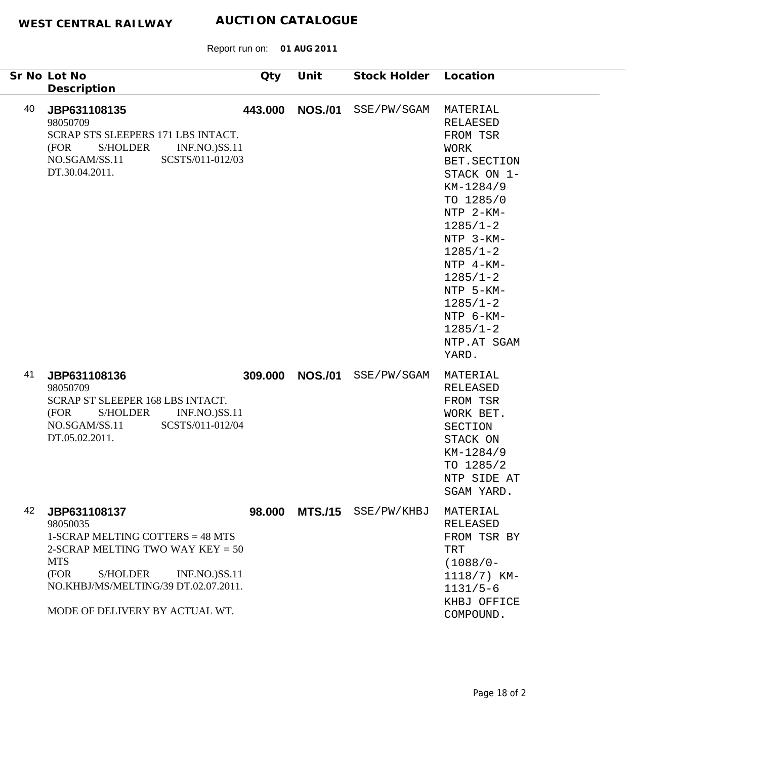**WEST CENTRAL RAILWAY** **AUCTION CATALOGUE**

Report run on: **01 AUG 2011**

| Sr No | Lot No / Description | Qty | Unit | Stock Holder | Location |
|---|---|---|---|---|---|
| 40 | **JBP631108135**<br>98050709<br>SCRAP STS SLEEPERS 171 LBS INTACT.<br>(FOR S/HOLDER INF.NO.)SS.11 NO.SGAM/SS.11 SCSTS/011-012/03 DT.30.04.2011. | **443.000** | **NOS./01** | SSE/PW/SGAM | MATERIAL RELAESED FROM TSR WORK BET.SECTION STACK ON 1-KM-1284/9 TO 1285/0 NTP 2-KM-1285/1-2 NTP 3-KM-1285/1-2 NTP 4-KM-1285/1-2 NTP 5-KM-1285/1-2 NTP 6-KM-1285/1-2 NTP.AT SGAM YARD. |
| 41 | **JBP631108136**<br>98050709<br>SCRAP ST SLEEPER 168 LBS INTACT.<br>(FOR S/HOLDER INF.NO.)SS.11 NO.SGAM/SS.11 SCSTS/011-012/04 DT.05.02.2011. | **309.000** | **NOS./01** | SSE/PW/SGAM | MATERIAL RELEASED FROM TSR WORK BET. SECTION STACK ON KM-1284/9 TO 1285/2 NTP SIDE AT SGAM YARD. |
| 42 | **JBP631108137**<br>98050035<br>1-SCRAP MELTING COTTERS = 48 MTS<br>2-SCRAP MELTING TWO WAY KEY = 50 MTS<br>(FOR S/HOLDER INF.NO.)SS.11 NO.KHBJ/MS/MELTING/39 DT.02.07.2011.<br><br>MODE OF DELIVERY BY ACTUAL WT. | **98.000** | **MTS./15** | SSE/PW/KHBJ | MATERIAL RELEASED FROM TSR BY TRT (1088/0-1118/7) KM-1131/5-6 KHBJ OFFICE COMPOUND. |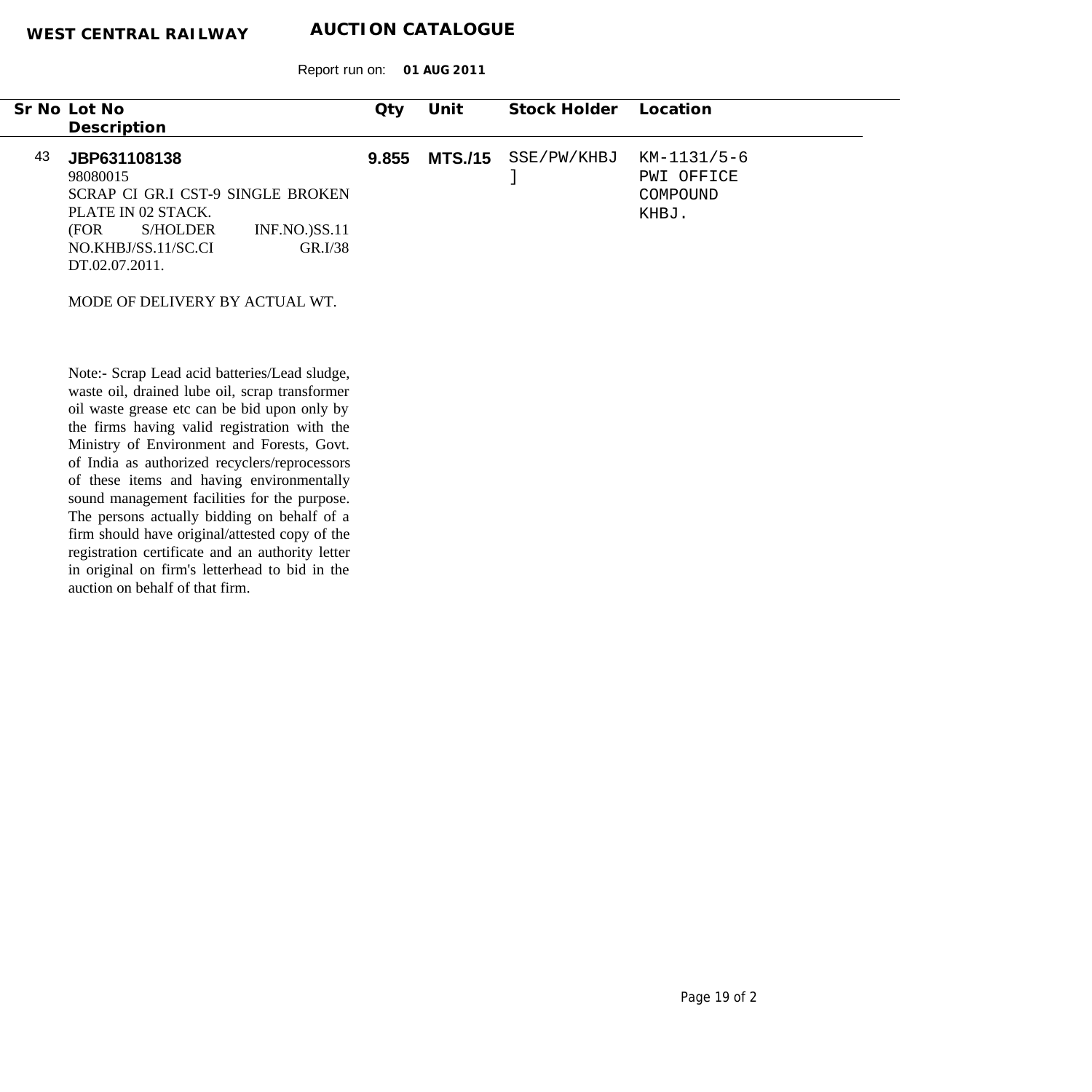**WEST CENTRAL RAILWAY** **AUCTION CATALOGUE**

Report run on: **01 AUG 2011**

| Sr No | Lot No<br>Description | Qty | Unit | Stock Holder | Location |
|---|---|---|---|---|---|
| 43 | **JBP631108138**<br>98080015<br>SCRAP CI GR.I CST-9 SINGLE BROKEN PLATE IN 02 STACK.<br>(FOR S/HOLDER INF.NO.)SS.11 NO.KHBJ/SS.11/SC.CI GR.I/38 DT.02.07.2011.<br><br>MODE OF DELIVERY BY ACTUAL WT. | **9.855** | **MTS./15** | SSE/PW/KHBJ ] | KM-1131/5-6 PWI OFFICE COMPOUND KHBJ. |

Note:- Scrap Lead acid batteries/Lead sludge, waste oil, drained lube oil, scrap transformer oil waste grease etc can be bid upon only by the firms having valid registration with the Ministry of Environment and Forests, Govt. of India as authorized recyclers/reprocessors of these items and having environmentally sound management facilities for the purpose. The persons actually bidding on behalf of a firm should have original/attested copy of the registration certificate and an authority letter in original on firm's letterhead to bid in the auction on behalf of that firm.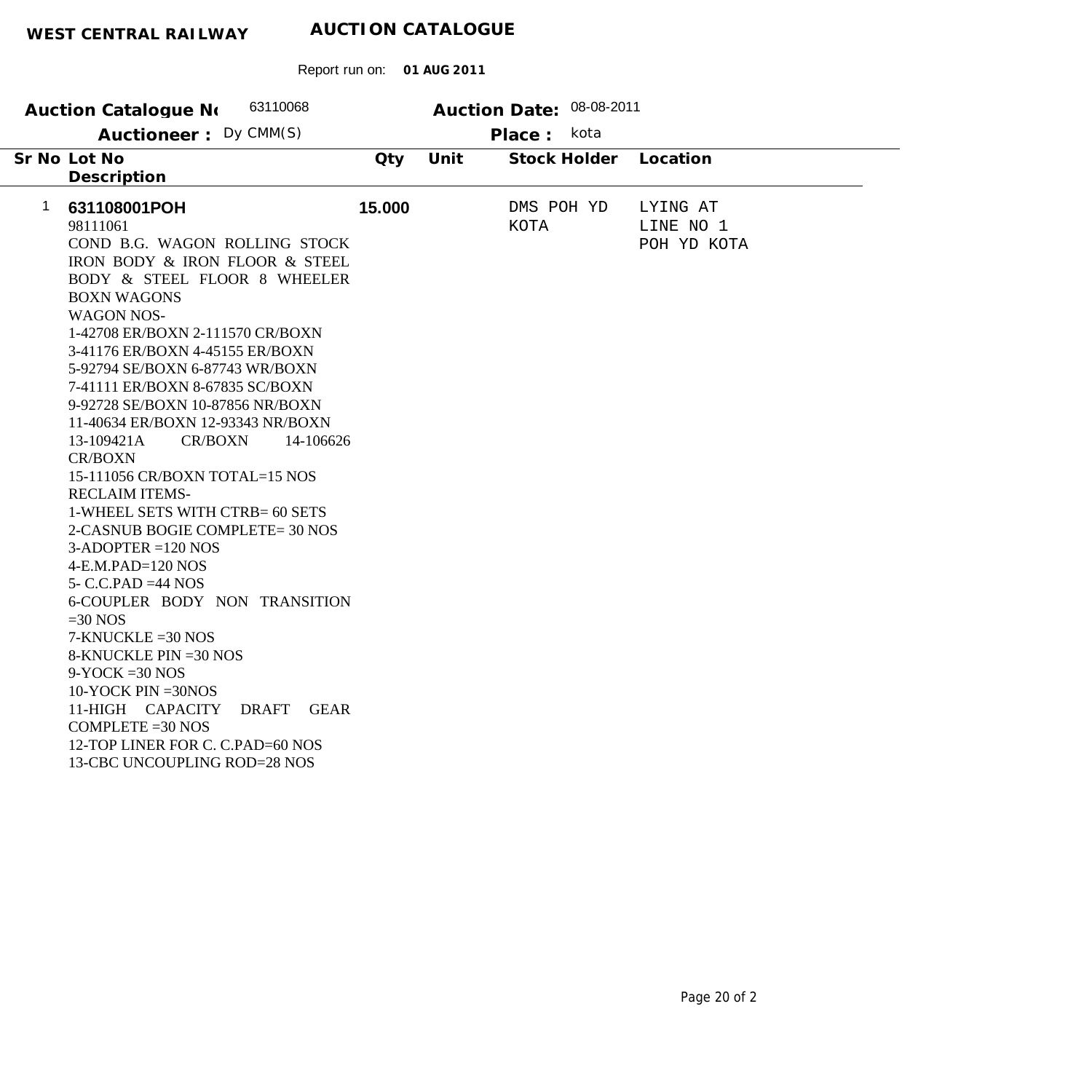**WEST CENTRAL RAILWAY** **AUCTION CATALOGUE**

Report run on: **01 AUG 2011**

**Auction Catalogue No** 63110068 **Auction Date:** 08-08-2011

**Auctioneer :** Dy CMM(S) **Place :** kota

| Sr No | Lot No / Description | Qty | Unit | Stock Holder | Location |
|---|---|---|---|---|---|
| 1 | **631108001POH**<br>98111061<br>COND B.G. WAGON ROLLING STOCK IRON BODY & IRON FLOOR & STEEL BODY & STEEL FLOOR 8 WHEELER BOXN WAGONS<br>WAGON NOS-<br>1-42708 ER/BOXN 2-111570 CR/BOXN<br>3-41176 ER/BOXN 4-45155 ER/BOXN<br>5-92794 SE/BOXN 6-87743 WR/BOXN<br>7-41111 ER/BOXN 8-67835 SC/BOXN<br>9-92728 SE/BOXN 10-87856 NR/BOXN<br>11-40634 ER/BOXN 12-93343 NR/BOXN<br>13-109421A CR/BOXN 14-106626 CR/BOXN<br>15-111056 CR/BOXN TOTAL=15 NOS<br>RECLAIM ITEMS-<br>1-WHEEL SETS WITH CTRB= 60 SETS<br>2-CASNUB BOGIE COMPLETE= 30 NOS<br>3-ADOPTER =120 NOS<br>4-E.M.PAD=120 NOS<br>5- C.C.PAD =44 NOS<br>6-COUPLER BODY NON TRANSITION =30 NOS<br>7-KNUCKLE =30 NOS<br>8-KNUCKLE PIN =30 NOS<br>9-YOCK =30 NOS<br>10-YOCK PIN =30NOS<br>11-HIGH CAPACITY DRAFT GEAR COMPLETE =30 NOS<br>12-TOP LINER FOR C. C.PAD=60 NOS<br>13-CBC UNCOUPLING ROD=28 NOS | **15.000** | | DMS POH YD KOTA | LYING AT LINE NO 1 POH YD KOTA |